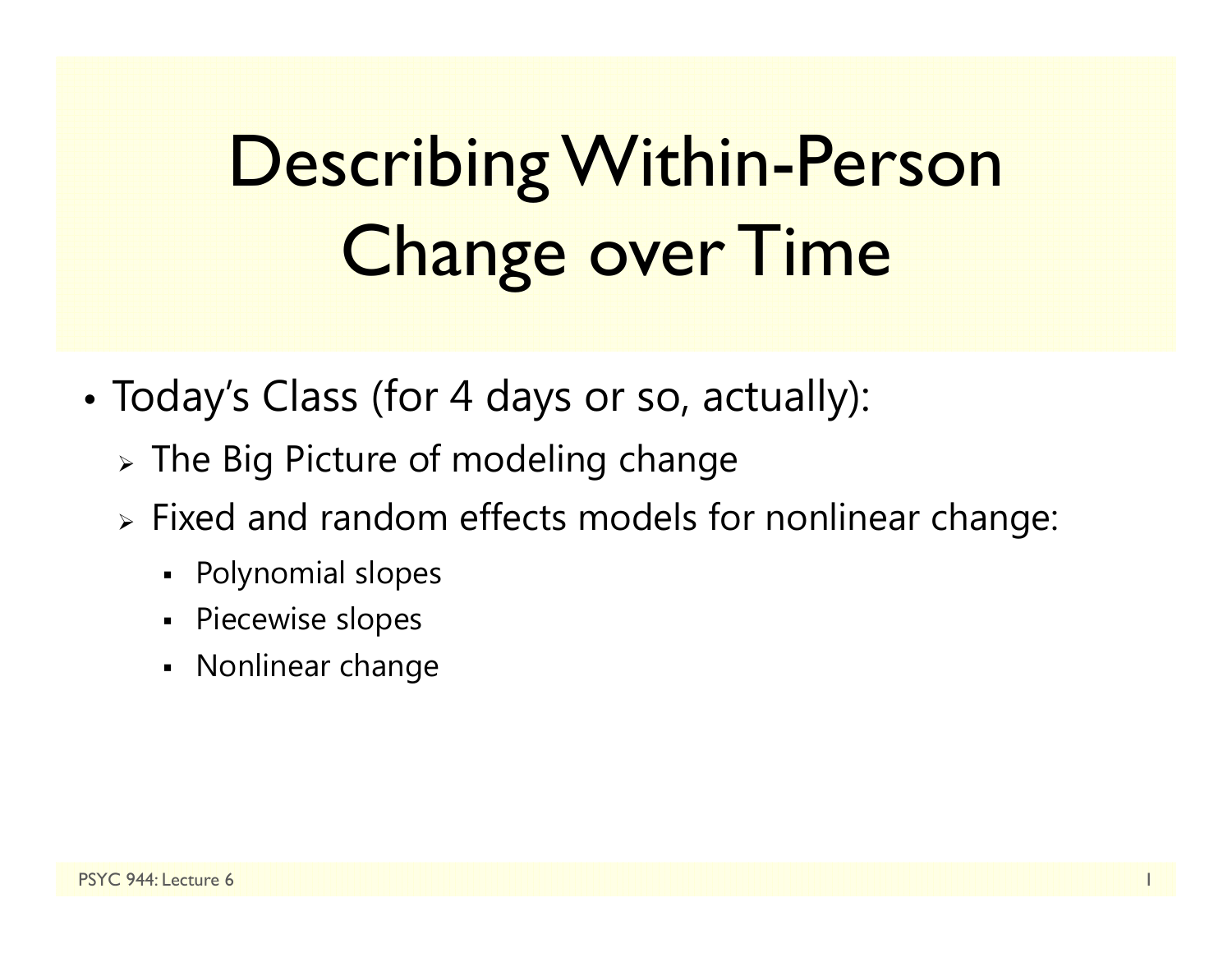# Describing Within-Person Change over Time

- Today's Class (for 4 days or so, actually):
  - The Big Picture of modeling change
  - Fixed and random effects models for nonlinear change:
    - Polynomial slopes
    - Piecewise slopes
    - Nonlinear change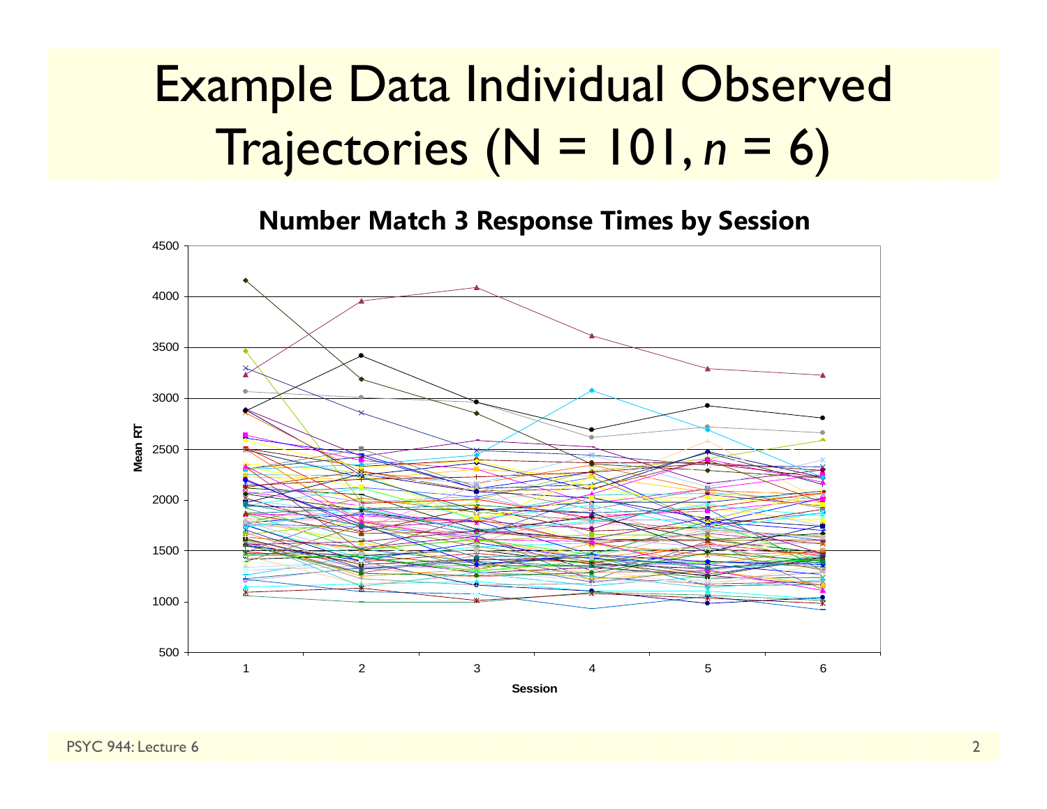# Example Data Individual Observed Trajectories (N = 101, *n* = 6)

**Number Match 3 Response Times by Session**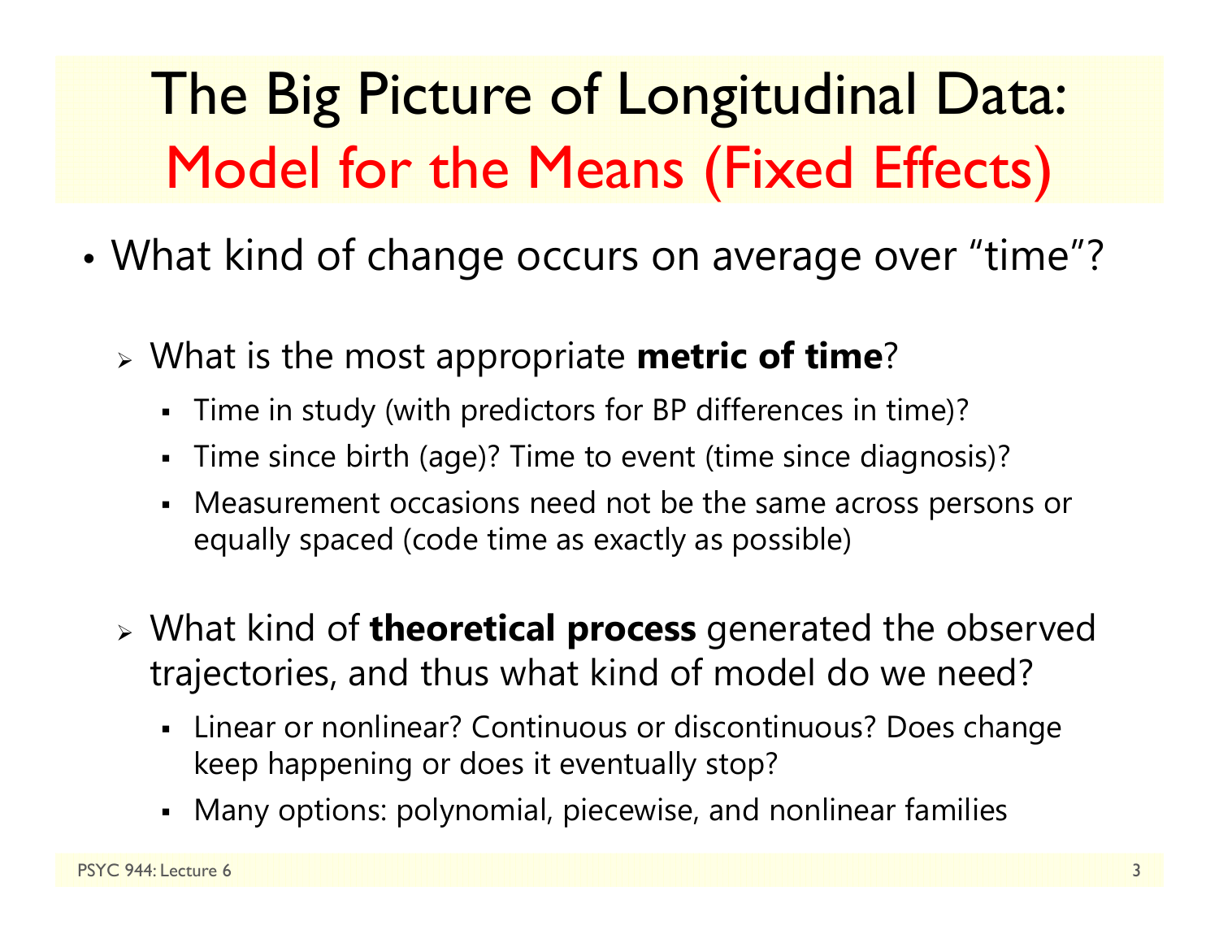# The Big Picture of Longitudinal Data: Model for the Means (Fixed Effects)

- What kind of change occurs on average over "time"?
  - What is the most appropriate **metric of time**?
    - Time in study (with predictors for BP differences in time)?
    - Time since birth (age)? Time to event (time since diagnosis)?
    - Measurement occasions need not be the same across persons or equally spaced (code time as exactly as possible)
  - What kind of **theoretical process** generated the observed trajectories, and thus what kind of model do we need?
    - Linear or nonlinear? Continuous or discontinuous? Does change keep happening or does it eventually stop?
    - Many options: polynomial, piecewise, and nonlinear families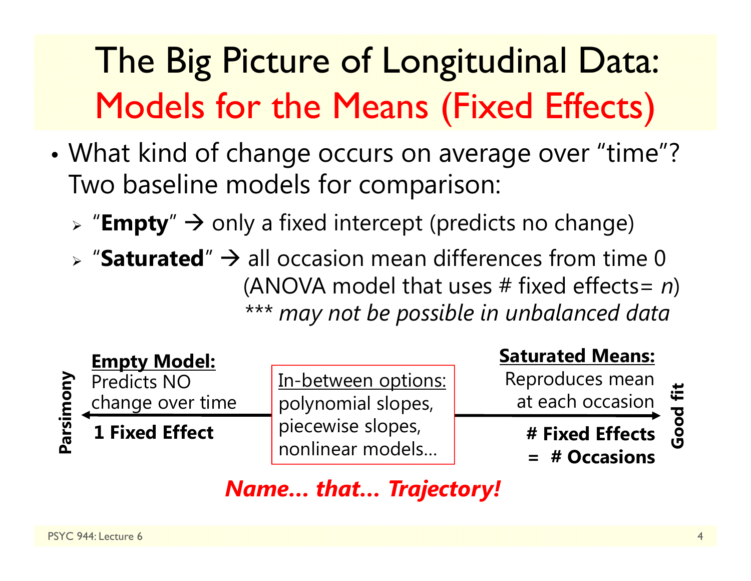# The Big Picture of Longitudinal Data: Models for the Means (Fixed Effects)

- What kind of change occurs on average over "time"? Two baseline models for comparison:
  - "**Empty**" → only a fixed intercept (predicts no change)
  - "**Saturated**" → all occasion mean differences from time 0 (ANOVA model that uses # fixed effects= *n*) *\*\*\* may not be possible in unbalanced data*

**Parsimony** ←————————————————————→ **Good fit**

**Empty Model:** Predicts NO change over time
**1 Fixed Effect**

In-between options: polynomial slopes, piecewise slopes, nonlinear models…

**Saturated Means:** Reproduces mean at each occasion
**# Fixed Effects = # Occasions**

***Name… that… Trajectory!***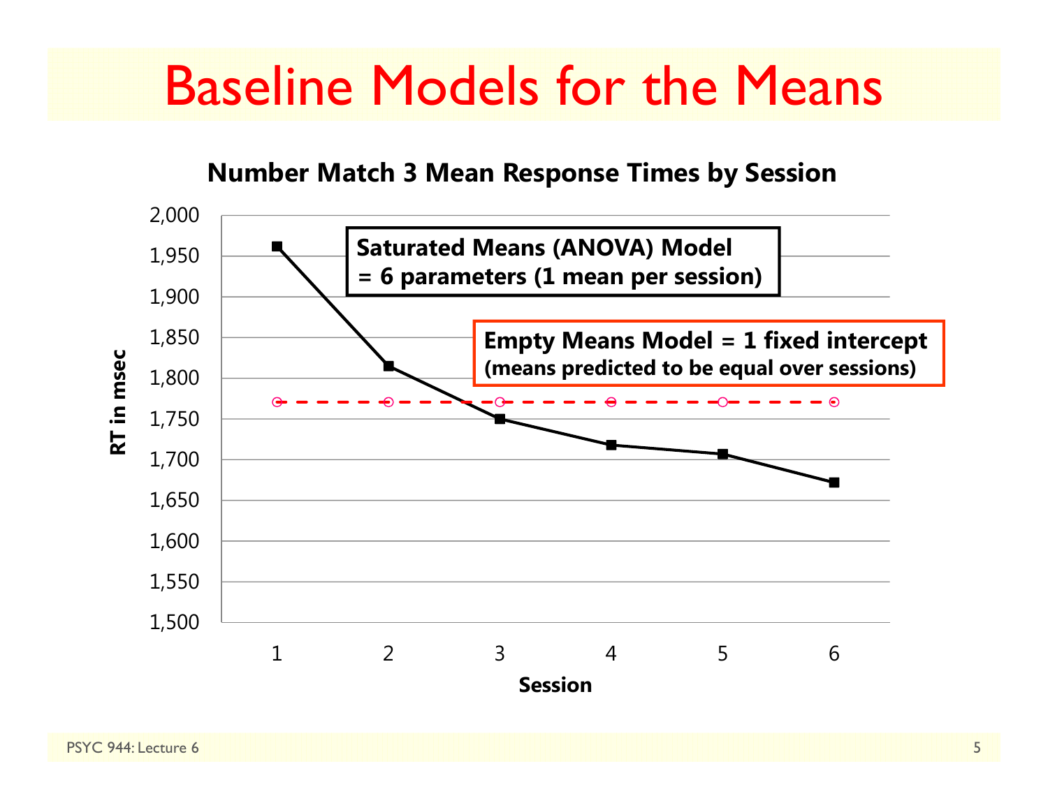# Baseline Models for the Means

**Number Match 3 Mean Response Times by Session**

**Saturated Means (ANOVA) Model = 6 parameters (1 mean per session)**

**Empty Means Model = 1 fixed intercept (means predicted to be equal over sessions)**

RT in msec: 1,500 – 2,000

Session: 1, 2, 3, 4, 5, 6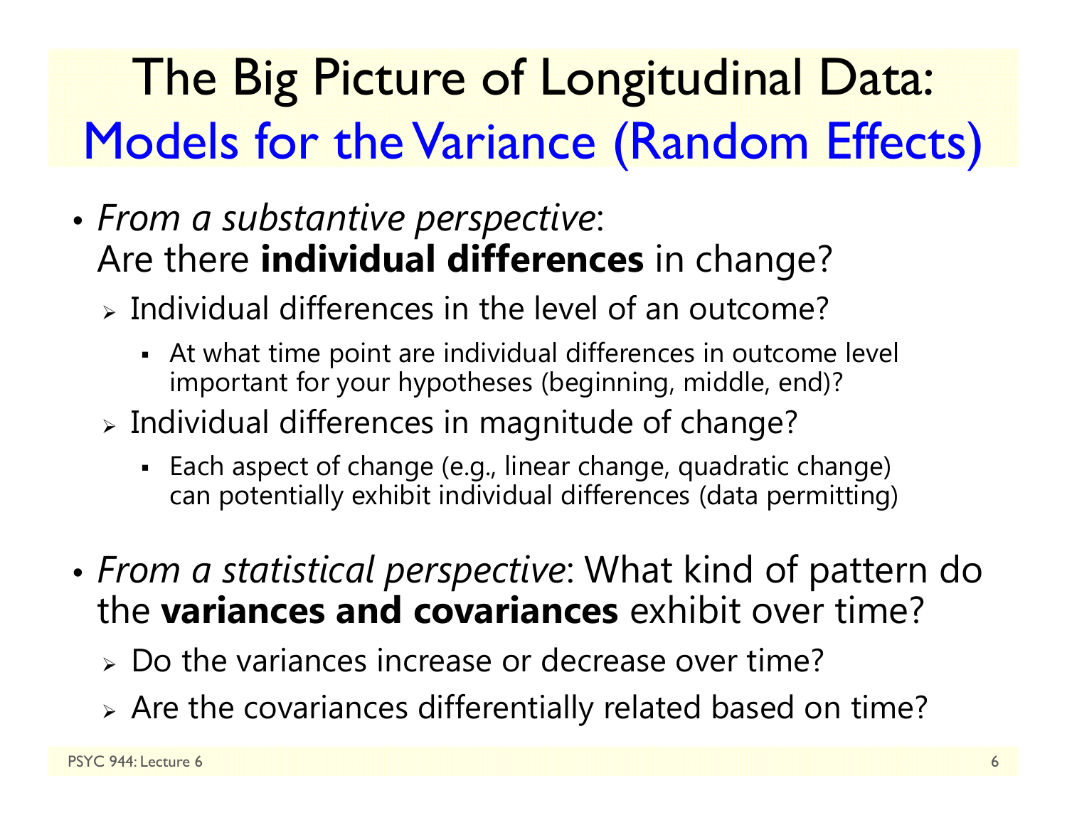# The Big Picture of Longitudinal Data: Models for the Variance (Random Effects)

- *From a substantive perspective*: Are there **individual differences** in change?
  - Individual differences in the level of an outcome?
    - At what time point are individual differences in outcome level important for your hypotheses (beginning, middle, end)?
  - Individual differences in magnitude of change?
    - Each aspect of change (e.g., linear change, quadratic change) can potentially exhibit individual differences (data permitting)
- *From a statistical perspective*: What kind of pattern do the **variances and covariances** exhibit over time?
  - Do the variances increase or decrease over time?
  - Are the covariances differentially related based on time?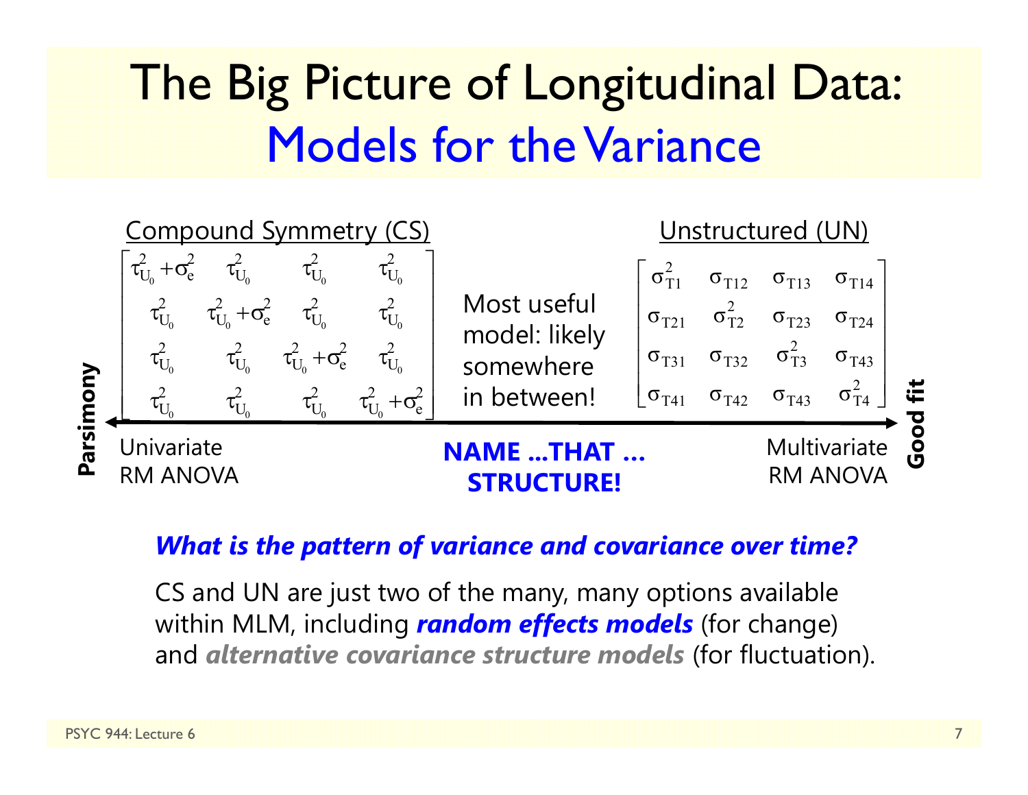# The Big Picture of Longitudinal Data: Models for the Variance

**Compound Symmetry (CS)**

$$\begin{bmatrix} \tau^2_{U_0}+\sigma^2_e & \tau^2_{U_0} & \tau^2_{U_0} & \tau^2_{U_0} \\ \tau^2_{U_0} & \tau^2_{U_0}+\sigma^2_e & \tau^2_{U_0} & \tau^2_{U_0} \\ \tau^2_{U_0} & \tau^2_{U_0} & \tau^2_{U_0}+\sigma^2_e & \tau^2_{U_0} \\ \tau^2_{U_0} & \tau^2_{U_0} & \tau^2_{U_0} & \tau^2_{U_0}+\sigma^2_e \end{bmatrix}$$

Most useful model: likely somewhere in between!

**Unstructured (UN)**

$$\begin{bmatrix} \sigma^2_{T1} & \sigma_{T12} & \sigma_{T13} & \sigma_{T14} \\ \sigma_{T21} & \sigma^2_{T2} & \sigma_{T23} & \sigma_{T24} \\ \sigma_{T31} & \sigma_{T32} & \sigma^2_{T3} & \sigma_{T43} \\ \sigma_{T41} & \sigma_{T42} & \sigma_{T43} & \sigma^2_{T4} \end{bmatrix}$$

**Parsimony** ⟷ **Good fit**

Univariate RM ANOVA — **NAME …THAT … STRUCTURE!** — Multivariate RM ANOVA

***What is the pattern of variance and covariance over time?***

CS and UN are just two of the many, many options available within MLM, including ***random effects models*** (for change) and ***alternative covariance structure models*** (for fluctuation).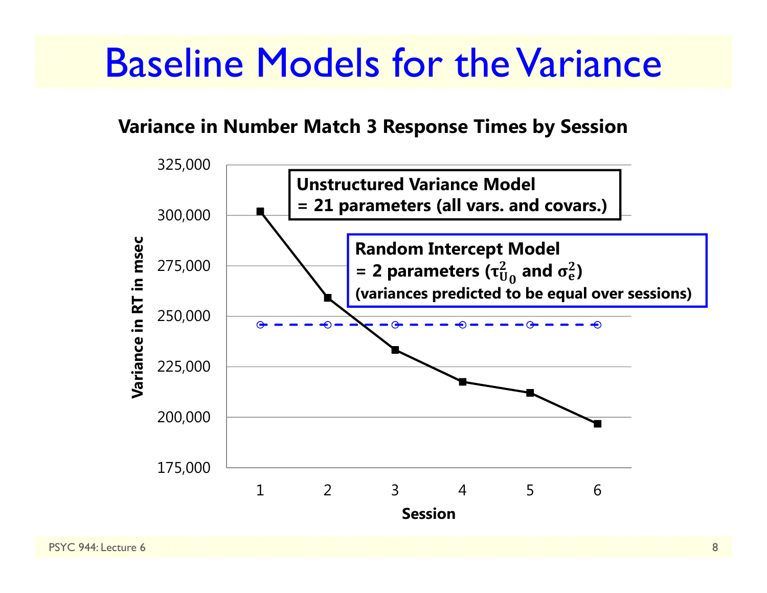# Baseline Models for the Variance

**Variance in Number Match 3 Response Times by Session**

**Unstructured Variance Model**
**= 21 parameters (all vars. and covars.)**

**Random Intercept Model**
**= 2 parameters ($\tau^2_{U_0}$ and $\sigma^2_e$)**
**(variances predicted to be equal over sessions)**

Variance in RT in msec: 175,000; 200,000; 225,000; 250,000; 275,000; 300,000; 325,000

Session: 1; 2; 3; 4; 5; 6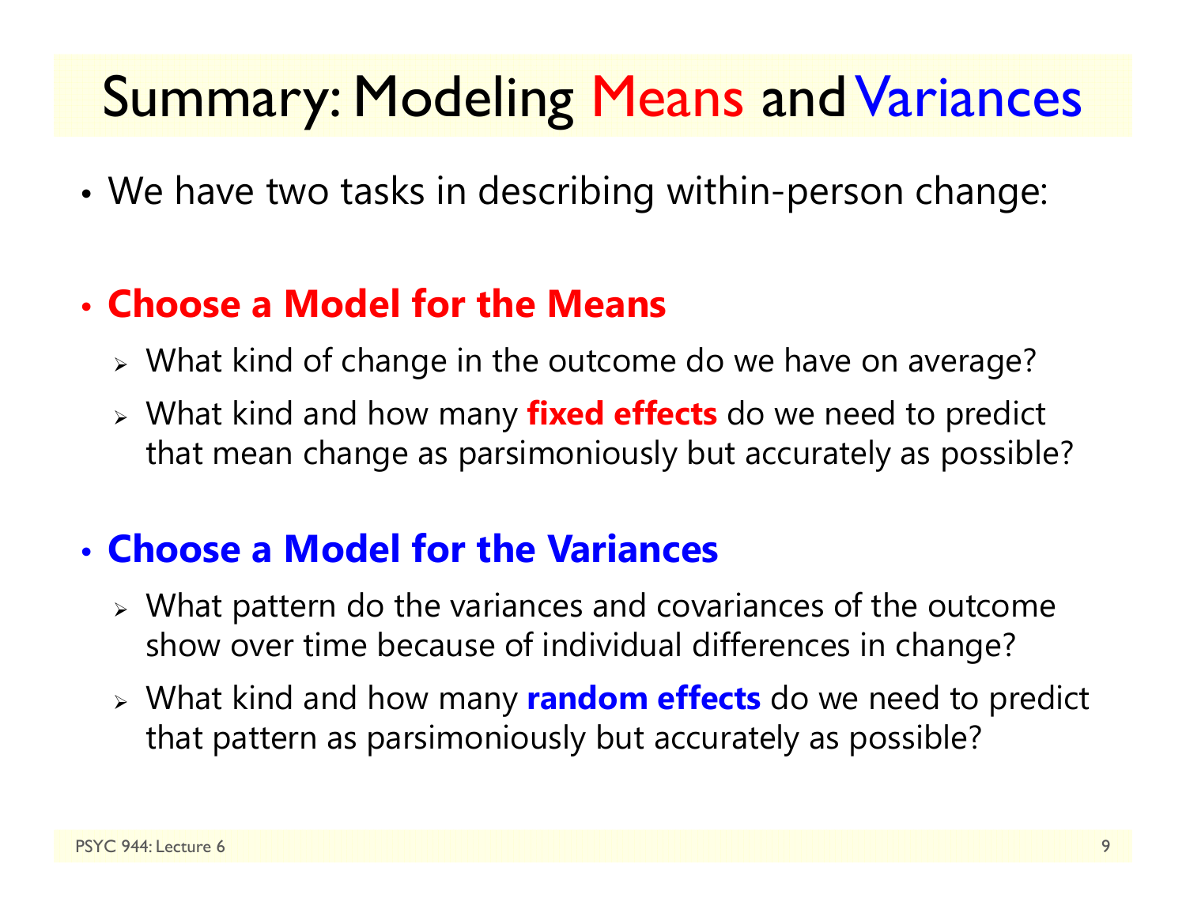# Summary: Modeling Means and Variances

- We have two tasks in describing within-person change:

- **Choose a Model for the Means**
  - What kind of change in the outcome do we have on average?
  - What kind and how many **fixed effects** do we need to predict that mean change as parsimoniously but accurately as possible?

- **Choose a Model for the Variances**
  - What pattern do the variances and covariances of the outcome show over time because of individual differences in change?
  - What kind and how many **random effects** do we need to predict that pattern as parsimoniously but accurately as possible?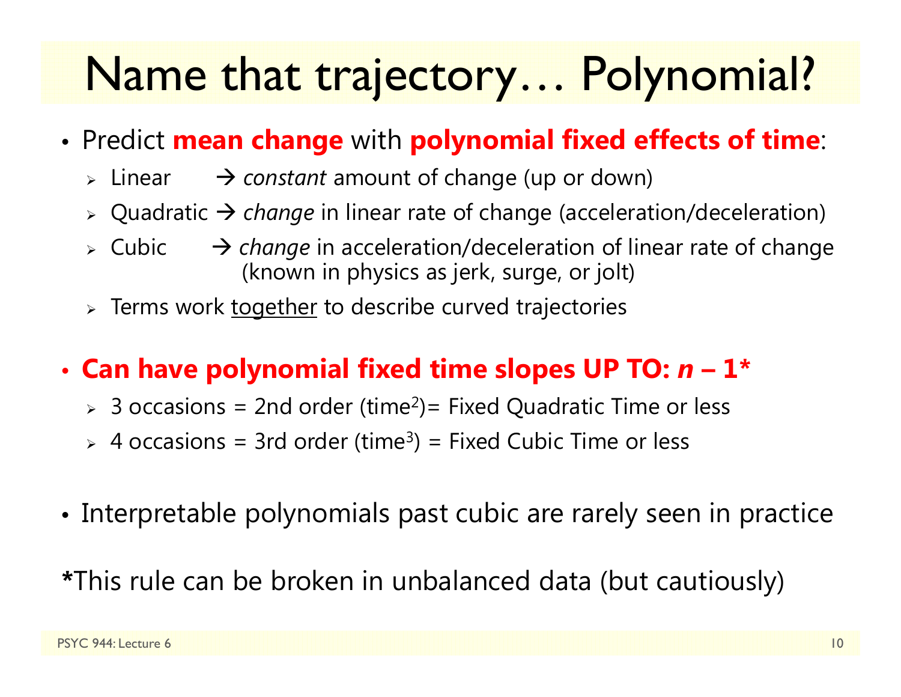# Name that trajectory… Polynomial?

- Predict **mean change** with **polynomial fixed effects of time**:
  - Linear → *constant* amount of change (up or down)
  - Quadratic → *change* in linear rate of change (acceleration/deceleration)
  - Cubic → *change* in acceleration/deceleration of linear rate of change (known in physics as jerk, surge, or jolt)
  - Terms work <u>together</u> to describe curved trajectories

- **Can have polynomial fixed time slopes UP TO: *n* – 1***
  - 3 occasions = 2nd order ($time^2$) = Fixed Quadratic Time or less
  - 4 occasions = 3rd order ($time^3$) = Fixed Cubic Time or less

- Interpretable polynomials past cubic are rarely seen in practice

***This rule can be broken in unbalanced data (but cautiously)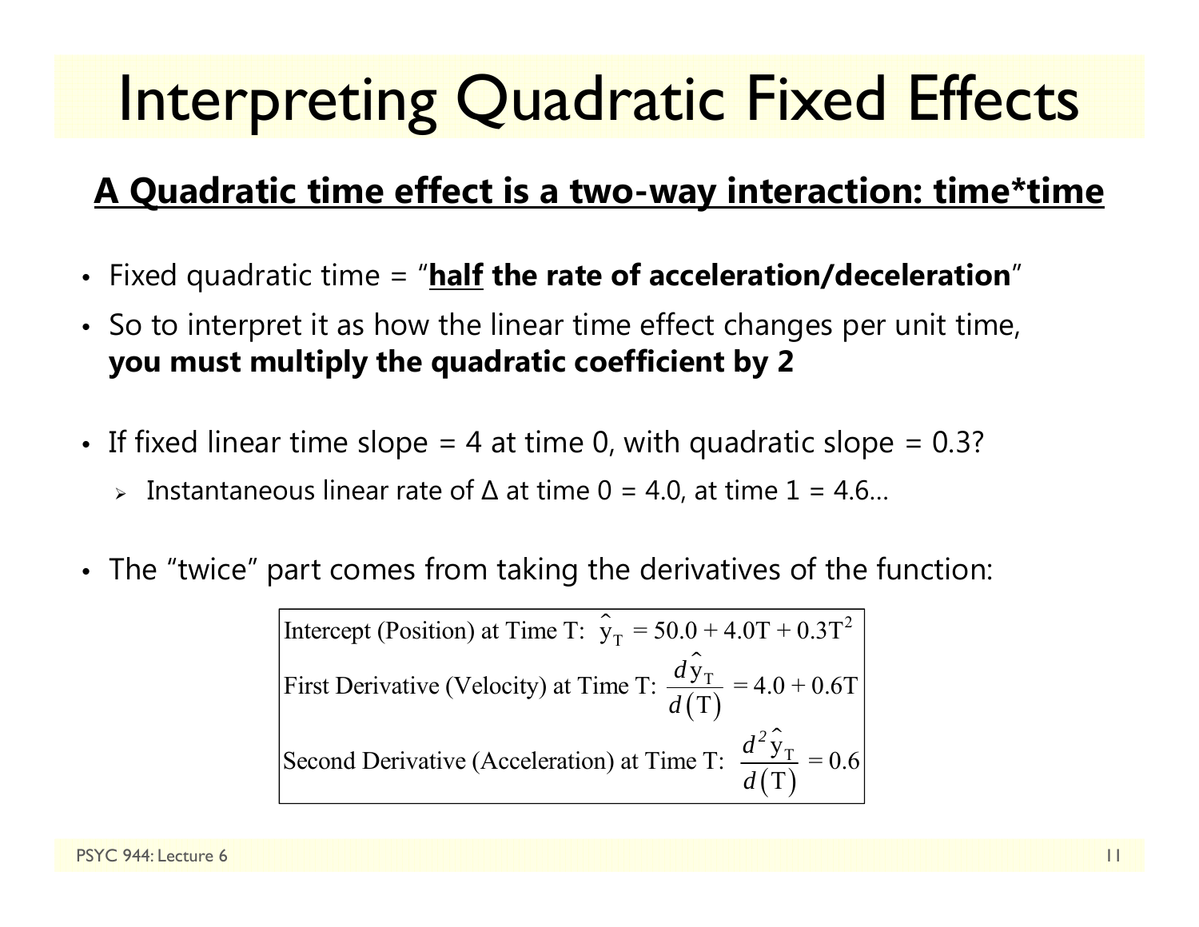# Interpreting Quadratic Fixed Effects

**A Quadratic time effect is a two-way interaction: time*time**

- Fixed quadratic time = "**half the rate of acceleration/deceleration**"
- So to interpret it as how the linear time effect changes per unit time, **you must multiply the quadratic coefficient by 2**

- If fixed linear time slope = 4 at time 0, with quadratic slope = 0.3?
  - Instantaneous linear rate of Δ at time 0 = 4.0, at time 1 = 4.6…

- The "twice" part comes from taking the derivatives of the function:

$$\text{Intercept (Position) at Time T: } \hat{y}_T = 50.0 + 4.0T + 0.3T^2$$

$$\text{First Derivative (Velocity) at Time T: } \frac{d\hat{y}_T}{d(T)} = 4.0 + 0.6T$$

$$\text{Second Derivative (Acceleration) at Time T: } \frac{d^2\hat{y}_T}{d(T)} = 0.6$$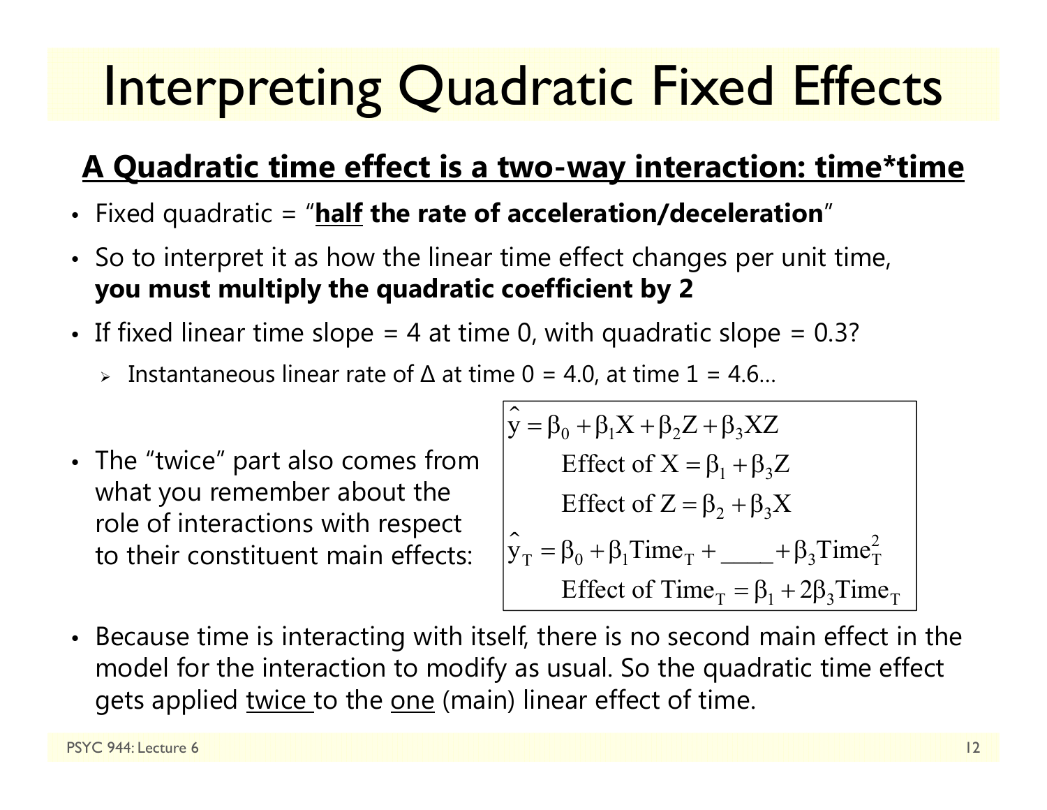# Interpreting Quadratic Fixed Effects

## A Quadratic time effect is a two-way interaction: time*time

- Fixed quadratic = "**half the rate of acceleration/deceleration**"
- So to interpret it as how the linear time effect changes per unit time, **you must multiply the quadratic coefficient by 2**
- If fixed linear time slope = 4 at time 0, with quadratic slope = 0.3?
  - Instantaneous linear rate of Δ at time 0 = 4.0, at time 1 = 4.6…
- The "twice" part also comes from what you remember about the role of interactions with respect to their constituent main effects:

$$\hat{y} = \beta_0 + \beta_1 X + \beta_2 Z + \beta_3 XZ$$

$$\text{Effect of } X = \beta_1 + \beta_3 Z$$

$$\text{Effect of } Z = \beta_2 + \beta_3 X$$

$$\hat{y}_T = \beta_0 + \beta_1 \text{Time}_T + \_\_\_\_ + \beta_3 \text{Time}_T^2$$

$$\text{Effect of } \text{Time}_T = \beta_1 + 2\beta_3 \text{Time}_T$$

- Because time is interacting with itself, there is no second main effect in the model for the interaction to modify as usual. So the quadratic time effect gets applied twice to the one (main) linear effect of time.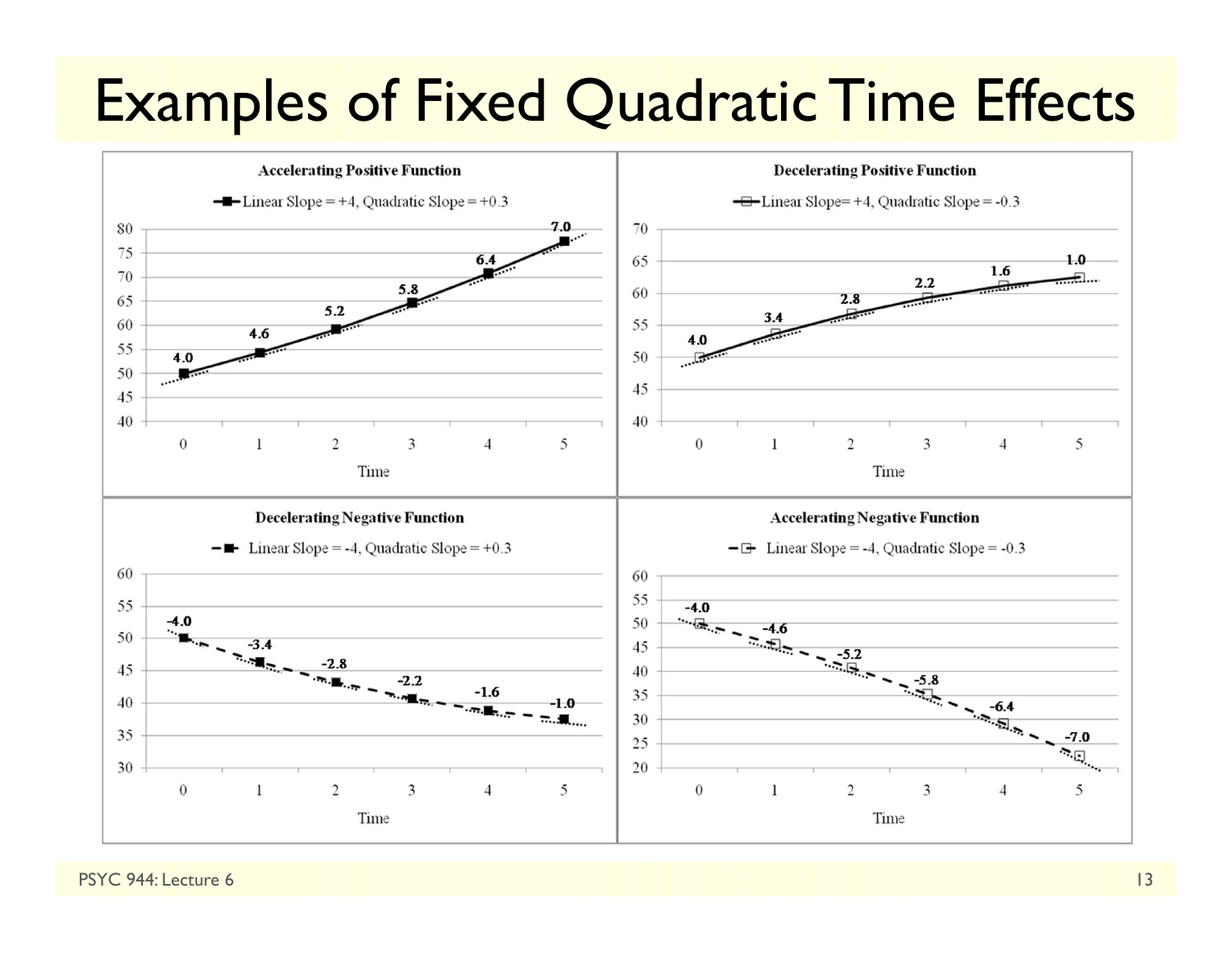# Examples of Fixed Quadratic Time Effects

**Accelerating Positive Function**

Linear Slope = +4, Quadratic Slope = +0.3

**Decelerating Positive Function**

Linear Slope= +4, Quadratic Slope = -0.3

**Decelerating Negative Function**

Linear Slope = -4, Quadratic Slope = +0.3

**Accelerating Negative Function**

Linear Slope = -4, Quadratic Slope = -0.3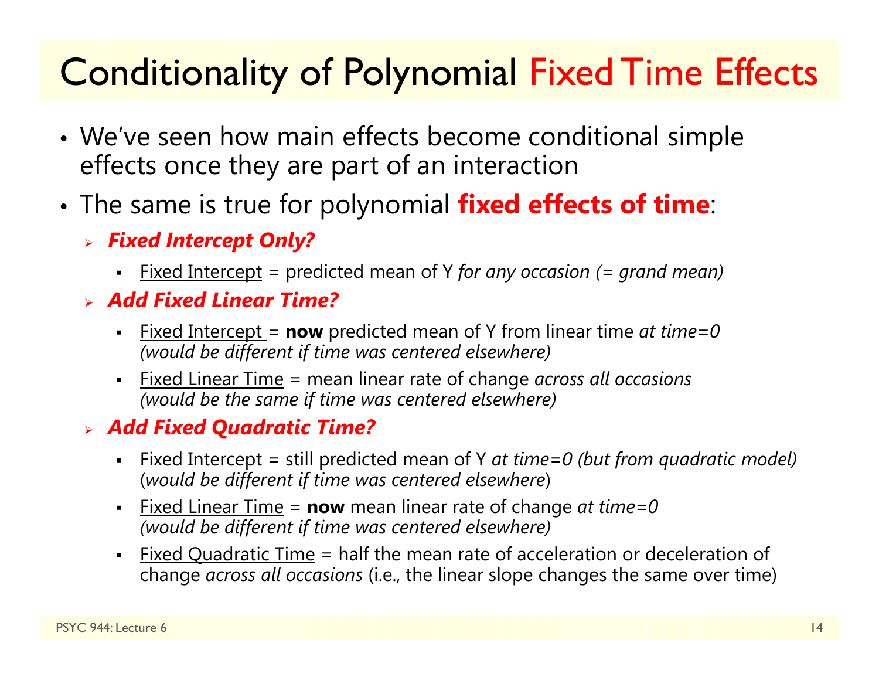# Conditionality of Polynomial Fixed Time Effects

- We've seen how main effects become conditional simple effects once they are part of an interaction
- The same is true for polynomial **fixed effects of time**:
  - ***Fixed Intercept Only?***
    - Fixed Intercept = predicted mean of Y *for any occasion (= grand mean)*
  - ***Add Fixed Linear Time?***
    - Fixed Intercept = **now** predicted mean of Y from linear time *at time=0 (would be different if time was centered elsewhere)*
    - Fixed Linear Time = mean linear rate of change *across all occasions (would be the same if time was centered elsewhere)*
  - ***Add Fixed Quadratic Time?***
    - Fixed Intercept = still predicted mean of Y *at time=0 (but from quadratic model)* (*would be different if time was centered elsewhere*)
    - Fixed Linear Time = **now** mean linear rate of change *at time=0 (would be different if time was centered elsewhere)*
    - Fixed Quadratic Time = half the mean rate of acceleration or deceleration of change *across all occasions* (i.e., the linear slope changes the same over time)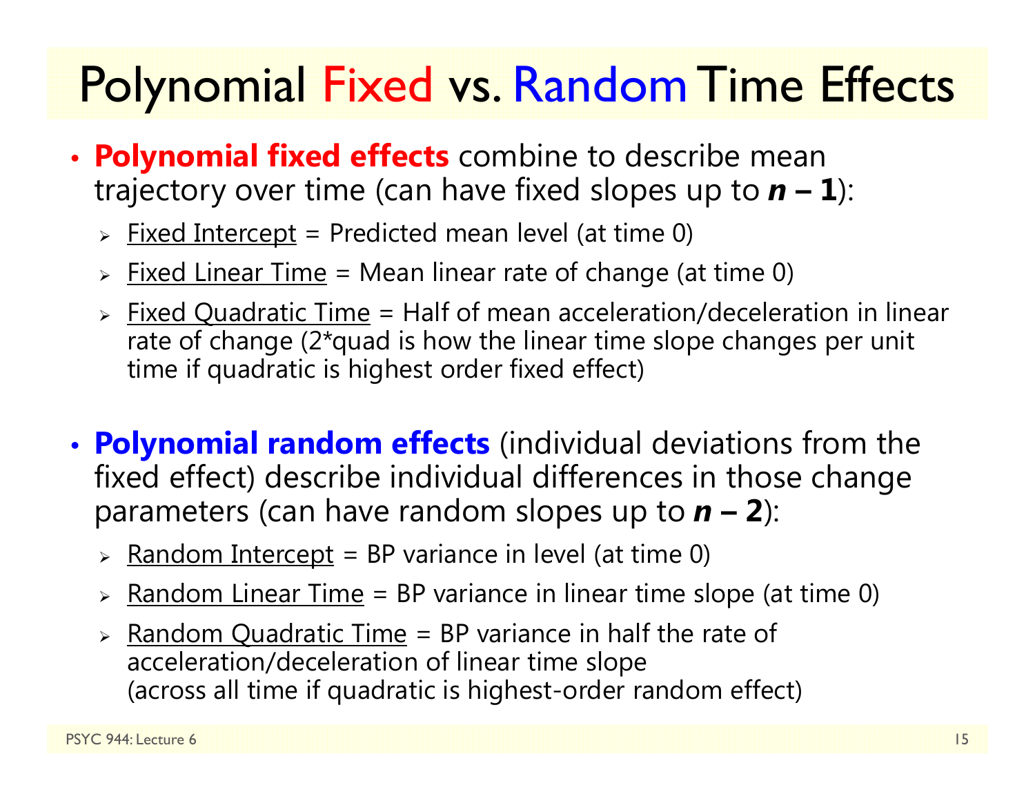# Polynomial Fixed vs. Random Time Effects

- **Polynomial fixed effects** combine to describe mean trajectory over time (can have fixed slopes up to ***n* – 1**):
  - Fixed Intercept = Predicted mean level (at time 0)
  - Fixed Linear Time = Mean linear rate of change (at time 0)
  - Fixed Quadratic Time = Half of mean acceleration/deceleration in linear rate of change (2*quad is how the linear time slope changes per unit time if quadratic is highest order fixed effect)

- **Polynomial random effects** (individual deviations from the fixed effect) describe individual differences in those change parameters (can have random slopes up to ***n* – 2**):
  - Random Intercept = BP variance in level (at time 0)
  - Random Linear Time = BP variance in linear time slope (at time 0)
  - Random Quadratic Time = BP variance in half the rate of acceleration/deceleration of linear time slope (across all time if quadratic is highest-order random effect)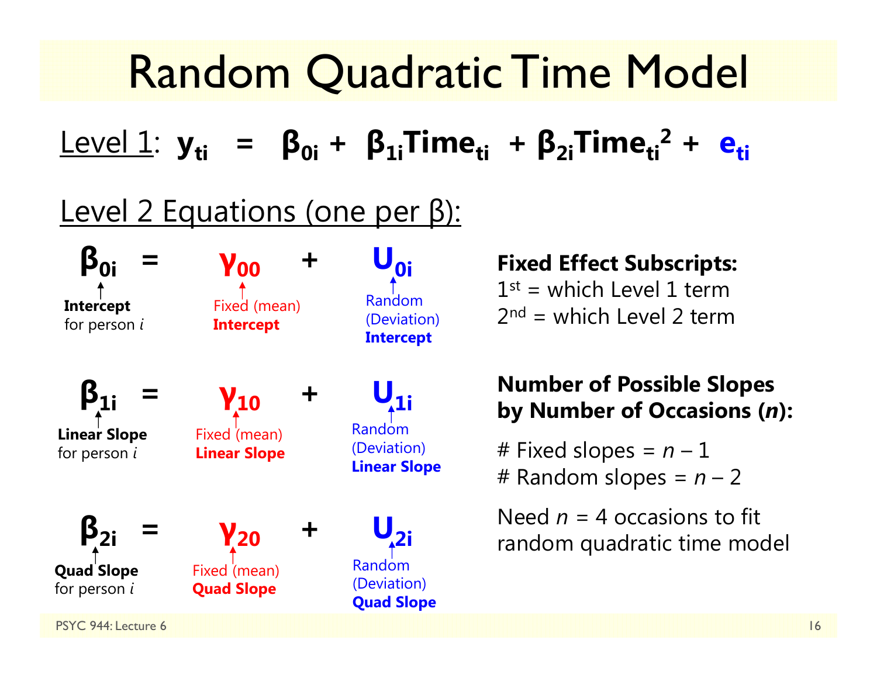# Random Quadratic Time Model

Level 1: $y_{ti} = \beta_{0i} + \beta_{1i}Time_{ti} + \beta_{2i}Time_{ti}^2 + e_{ti}$

## Level 2 Equations (one per β):

$$\beta_{0i} = \gamma_{00} + U_{0i}$$

- $\beta_{0i}$: **Intercept** for person *i*
- $\gamma_{00}$: Fixed (mean) **Intercept**
- $U_{0i}$: Random (Deviation) **Intercept**

$$\beta_{1i} = \gamma_{10} + U_{1i}$$

- $\beta_{1i}$: **Linear Slope** for person *i*
- $\gamma_{10}$: Fixed (mean) **Linear Slope**
- $U_{1i}$: Random (Deviation) **Linear Slope**

$$\beta_{2i} = \gamma_{20} + U_{2i}$$

- $\beta_{2i}$: **Quad Slope** for person *i*
- $\gamma_{20}$: Fixed (mean) **Quad Slope**
- $U_{2i}$: Random (Deviation) **Quad Slope**

**Fixed Effect Subscripts:**

1st = which Level 1 term
2nd = which Level 2 term

**Number of Possible Slopes by Number of Occasions (*n*):**

\# Fixed slopes = $n - 1$
\# Random slopes = $n - 2$

Need $n = 4$ occasions to fit random quadratic time model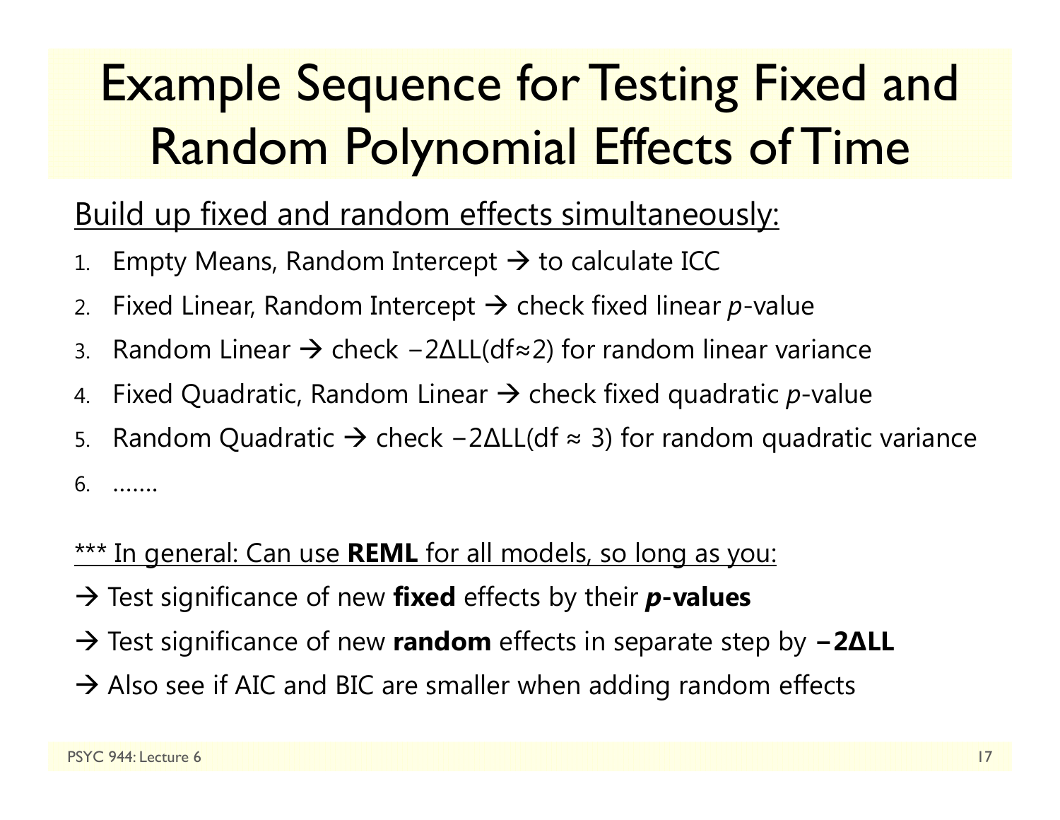# Example Sequence for Testing Fixed and Random Polynomial Effects of Time

Build up fixed and random effects simultaneously:

1. Empty Means, Random Intercept → to calculate ICC
2. Fixed Linear, Random Intercept → check fixed linear *p*-value
3. Random Linear → check $-2\Delta LL(df \approx 2)$ for random linear variance
4. Fixed Quadratic, Random Linear → check fixed quadratic *p*-value
5. Random Quadratic → check $-2\Delta LL(df \approx 3)$ for random quadratic variance
6. .......

*** In general: Can use **REML** for all models, so long as you:

→ Test significance of new **fixed** effects by their ***p*-values**

→ Test significance of new **random** effects in separate step by **$-2\Delta LL$**

→ Also see if AIC and BIC are smaller when adding random effects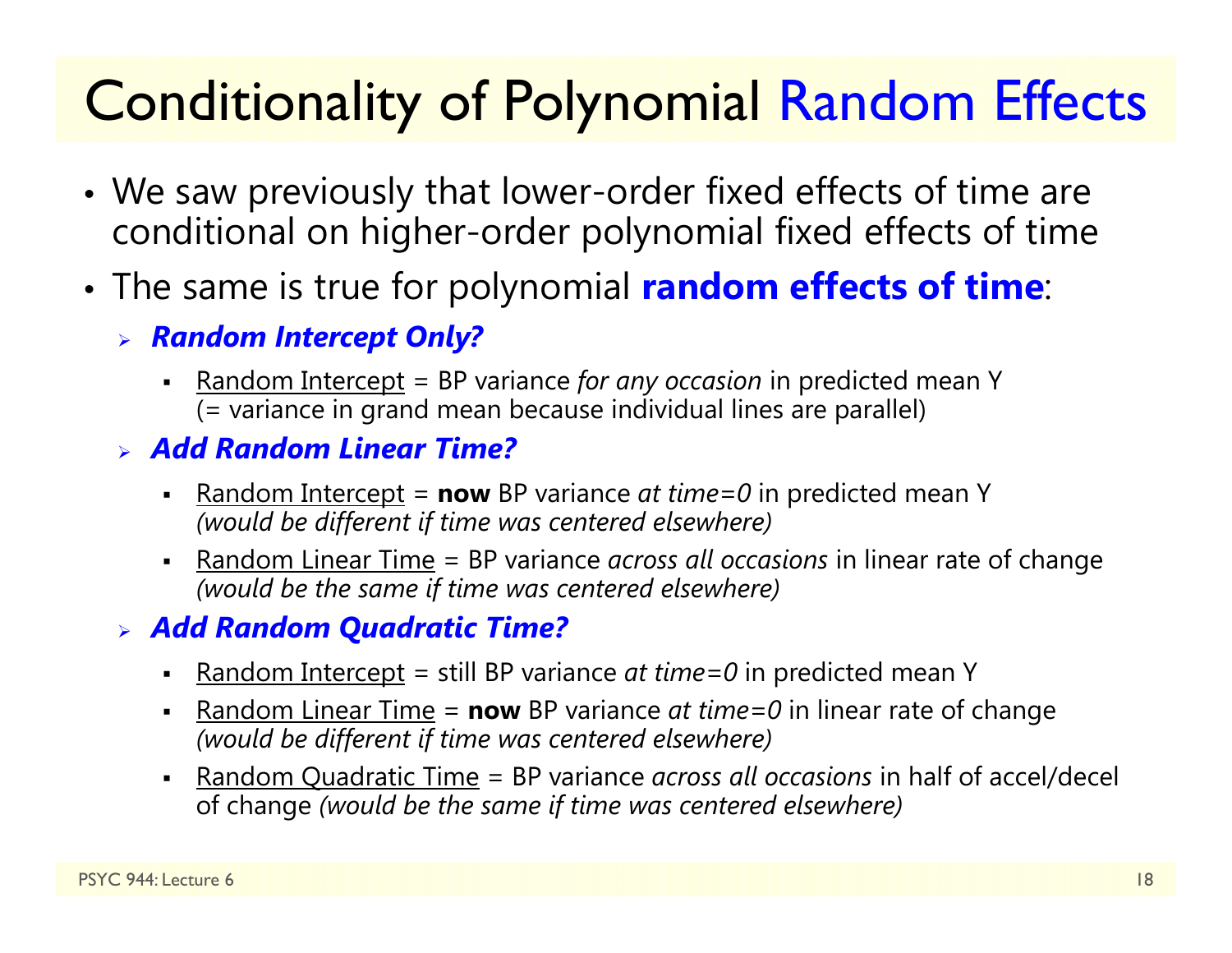# Conditionality of Polynomial Random Effects

- We saw previously that lower-order fixed effects of time are conditional on higher-order polynomial fixed effects of time
- The same is true for polynomial **random effects of time**:
  - ***Random Intercept Only?***
    - Random Intercept = BP variance *for any occasion* in predicted mean Y (= variance in grand mean because individual lines are parallel)
  - ***Add Random Linear Time?***
    - Random Intercept = **now** BP variance *at time=0* in predicted mean Y *(would be different if time was centered elsewhere)*
    - Random Linear Time = BP variance *across all occasions* in linear rate of change *(would be the same if time was centered elsewhere)*
  - ***Add Random Quadratic Time?***
    - Random Intercept = still BP variance *at time=0* in predicted mean Y
    - Random Linear Time = **now** BP variance *at time=0* in linear rate of change *(would be different if time was centered elsewhere)*
    - Random Quadratic Time = BP variance *across all occasions* in half of accel/decel of change *(would be the same if time was centered elsewhere)*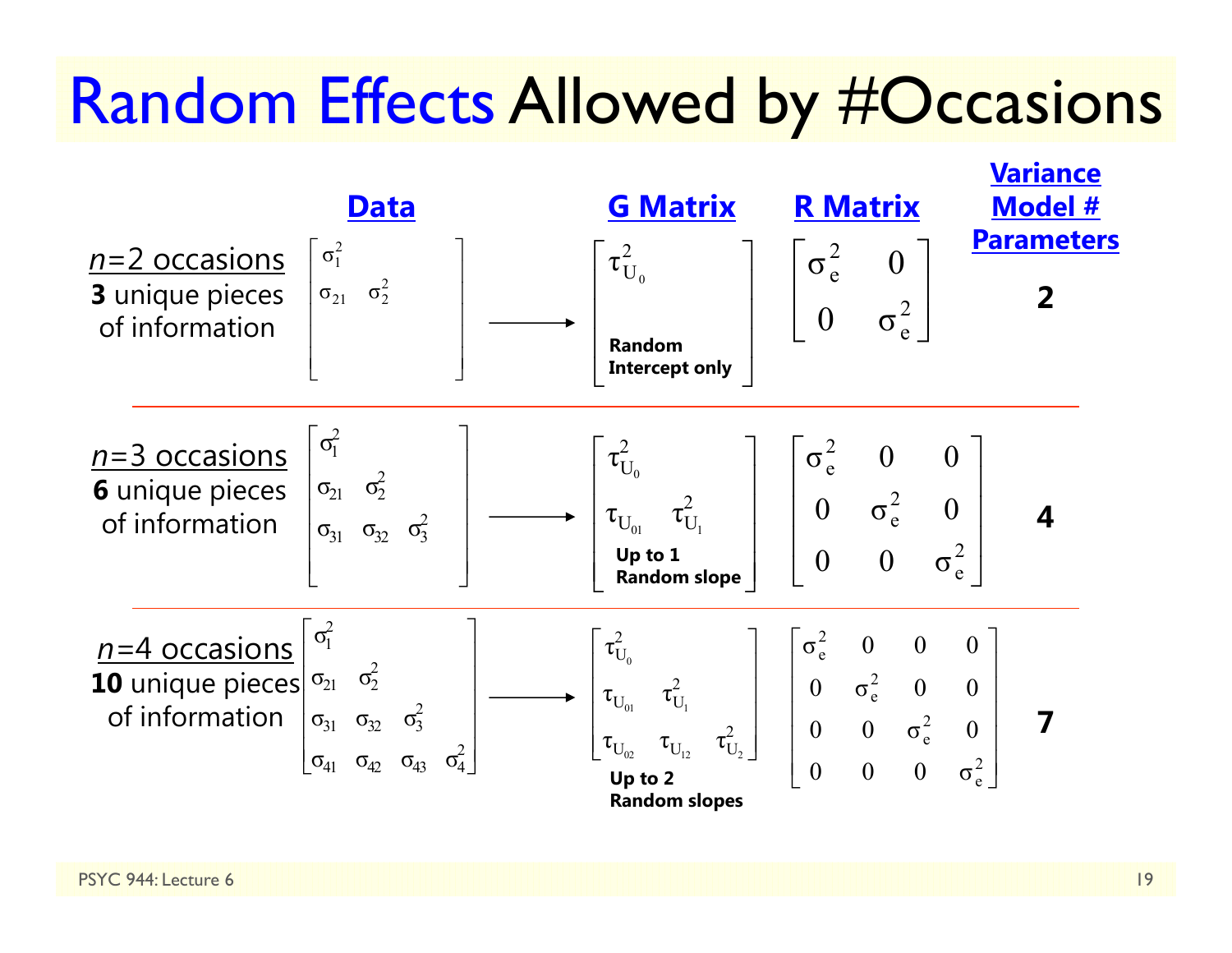# Random Effects Allowed by #Occasions

| | Data | | G Matrix | R Matrix | Variance Model # Parameters |
|---|---|---|---|---|---|
| *n*=2 occasions **3** unique pieces of information | $\begin{bmatrix} \sigma_1^2 & \\ \sigma_{21} & \sigma_2^2 \end{bmatrix}$ | → | $\begin{bmatrix} \tau_{U_0}^2 \end{bmatrix}$ **Random Intercept only** | $\begin{bmatrix} \sigma_e^2 & 0 \\ 0 & \sigma_e^2 \end{bmatrix}$ | **2** |
| *n*=3 occasions **6** unique pieces of information | $\begin{bmatrix} \sigma_1^2 & & \\ \sigma_{21} & \sigma_2^2 & \\ \sigma_{31} & \sigma_{32} & \sigma_3^2 \end{bmatrix}$ | → | $\begin{bmatrix} \tau_{U_0}^2 & \\ \tau_{U_{01}} & \tau_{U_1}^2 \end{bmatrix}$ **Up to 1 Random slope** | $\begin{bmatrix} \sigma_e^2 & 0 & 0 \\ 0 & \sigma_e^2 & 0 \\ 0 & 0 & \sigma_e^2 \end{bmatrix}$ | **4** |
| *n*=4 occasions **10** unique pieces of information | $\begin{bmatrix} \sigma_1^2 & & & \\ \sigma_{21} & \sigma_2^2 & & \\ \sigma_{31} & \sigma_{32} & \sigma_3^2 & \\ \sigma_{41} & \sigma_{42} & \sigma_{43} & \sigma_4^2 \end{bmatrix}$ | → | $\begin{bmatrix} \tau_{U_0}^2 & & \\ \tau_{U_{01}} & \tau_{U_1}^2 & \\ \tau_{U_{02}} & \tau_{U_{12}} & \tau_{U_2}^2 \end{bmatrix}$ **Up to 2 Random slopes** | $\begin{bmatrix} \sigma_e^2 & 0 & 0 & 0 \\ 0 & \sigma_e^2 & 0 & 0 \\ 0 & 0 & \sigma_e^2 & 0 \\ 0 & 0 & 0 & \sigma_e^2 \end{bmatrix}$ | **7** |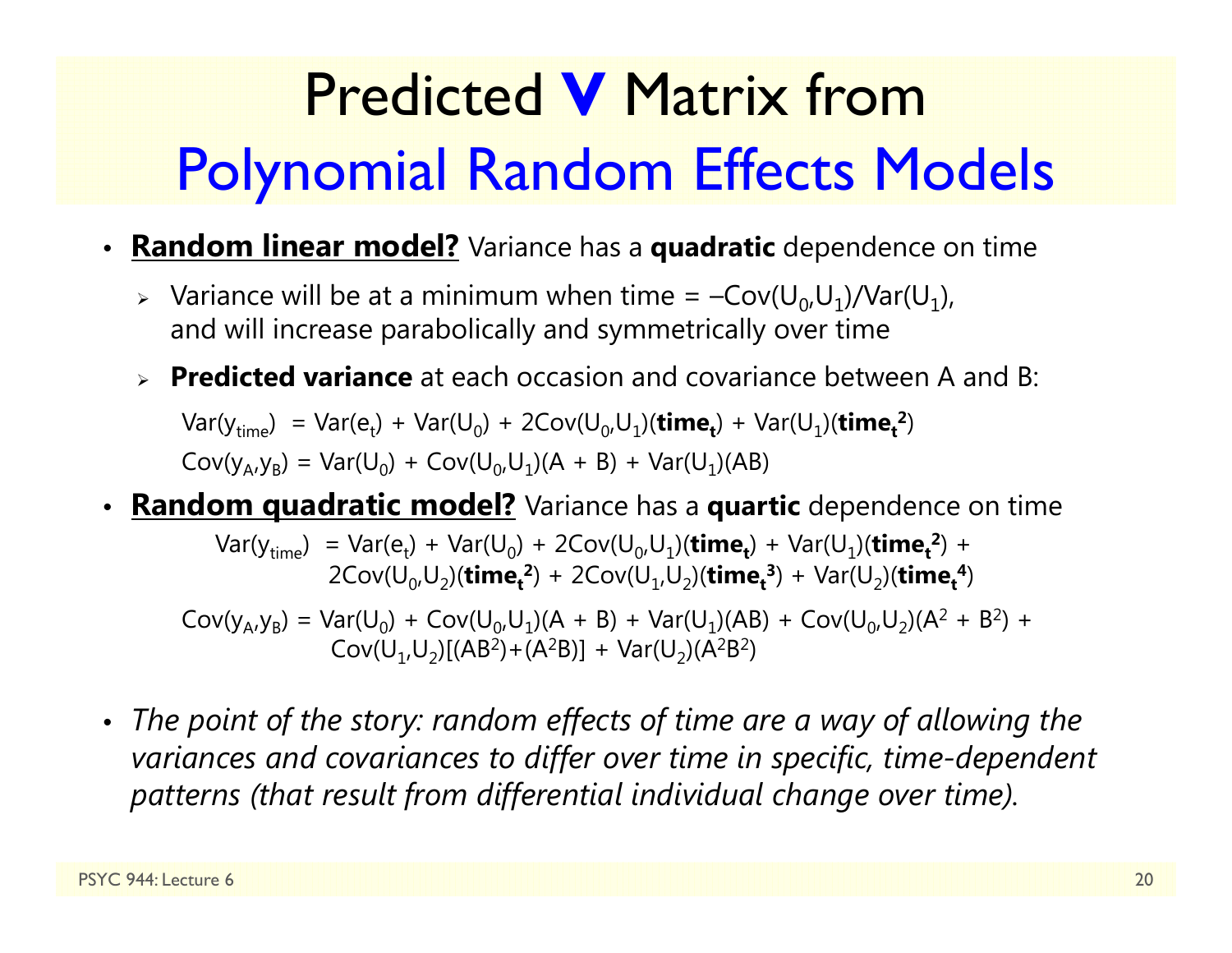# Predicted **V** Matrix from Polynomial Random Effects Models

- **Random linear model?** Variance has a **quadratic** dependence on time
  - Variance will be at a minimum when time = $-\text{Cov}(U_0,U_1)/\text{Var}(U_1)$, and will increase parabolically and symmetrically over time
  - **Predicted variance** at each occasion and covariance between A and B:

$$\text{Var}(y_{time}) = \text{Var}(e_t) + \text{Var}(U_0) + 2\text{Cov}(U_0,U_1)(\mathbf{time_t}) + \text{Var}(U_1)(\mathbf{time_t^2})$$

$$\text{Cov}(y_A,y_B) = \text{Var}(U_0) + \text{Cov}(U_0,U_1)(A + B) + \text{Var}(U_1)(AB)$$

- **Random quadratic model?** Variance has a **quartic** dependence on time

$$\text{Var}(y_{time}) = \text{Var}(e_t) + \text{Var}(U_0) + 2\text{Cov}(U_0,U_1)(\mathbf{time_t}) + \text{Var}(U_1)(\mathbf{time_t^2}) + 2\text{Cov}(U_0,U_2)(\mathbf{time_t^2}) + 2\text{Cov}(U_1,U_2)(\mathbf{time_t^3}) + \text{Var}(U_2)(\mathbf{time_t^4})$$

$$\text{Cov}(y_A,y_B) = \text{Var}(U_0) + \text{Cov}(U_0,U_1)(A + B) + \text{Var}(U_1)(AB) + \text{Cov}(U_0,U_2)(A^2 + B^2) + \text{Cov}(U_1,U_2)[(AB^2)+(A^2B)] + \text{Var}(U_2)(A^2B^2)$$

- *The point of the story: random effects of time are a way of allowing the variances and covariances to differ over time in specific, time-dependent patterns (that result from differential individual change over time).*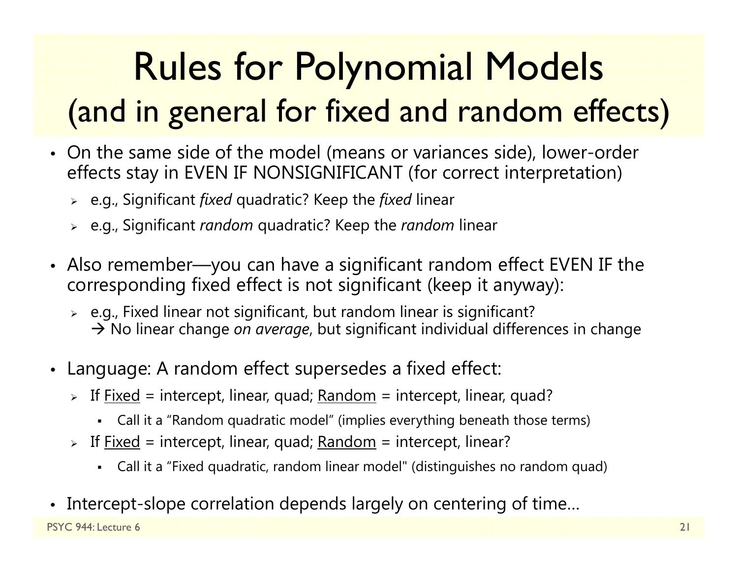# Rules for Polynomial Models (and in general for fixed and random effects)

- On the same side of the model (means or variances side), lower-order effects stay in EVEN IF NONSIGNIFICANT (for correct interpretation)
  - e.g., Significant *fixed* quadratic? Keep the *fixed* linear
  - e.g., Significant *random* quadratic? Keep the *random* linear
- Also remember—you can have a significant random effect EVEN IF the corresponding fixed effect is not significant (keep it anyway):
  - e.g., Fixed linear not significant, but random linear is significant? → No linear change *on average*, but significant individual differences in change
- Language: A random effect supersedes a fixed effect:
  - If <u>Fixed</u> = intercept, linear, quad; <u>Random</u> = intercept, linear, quad?
    - Call it a "Random quadratic model" (implies everything beneath those terms)
  - If <u>Fixed</u> = intercept, linear, quad; <u>Random</u> = intercept, linear?
    - Call it a "Fixed quadratic, random linear model" (distinguishes no random quad)
- Intercept-slope correlation depends largely on centering of time…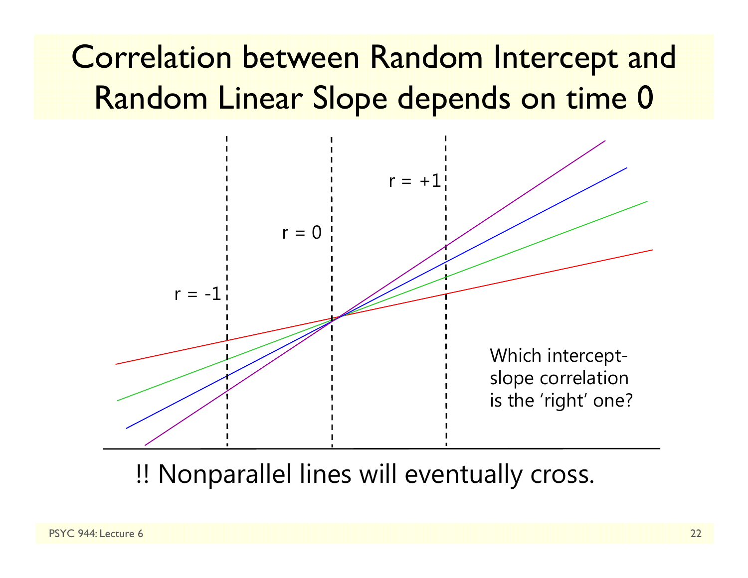# Correlation between Random Intercept and Random Linear Slope depends on time 0

r = -1

r = 0

r = +1

Which intercept-slope correlation is the 'right' one?

!! Nonparallel lines will eventually cross.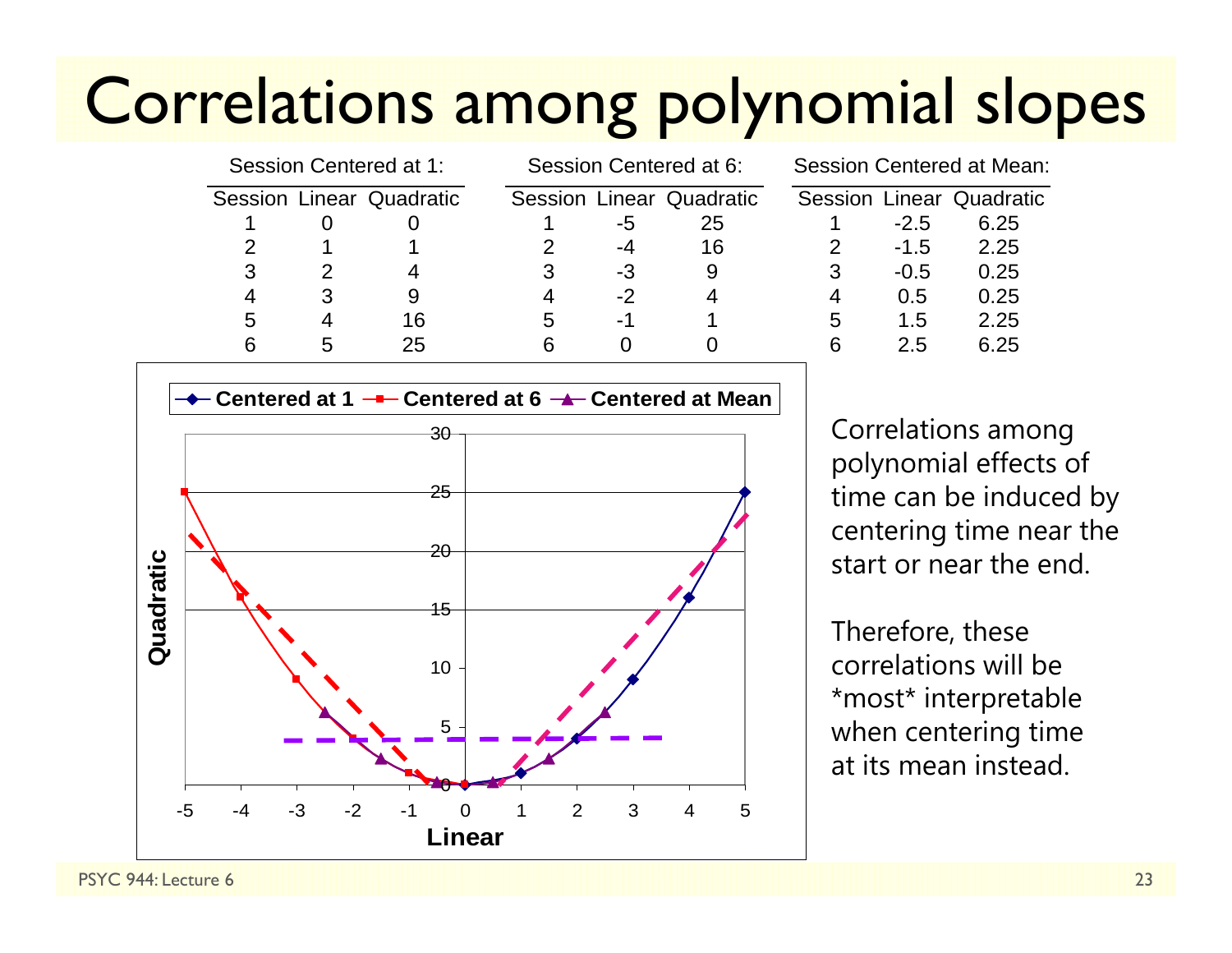# Correlations among polynomial slopes

| Session Centered at 1: | | | Session Centered at 6: | | | Session Centered at Mean: | | |
|---|---|---|---|---|---|---|---|---|
| Session | Linear | Quadratic | Session | Linear | Quadratic | Session | Linear | Quadratic |
| 1 | 0 | 0 | 1 | -5 | 25 | 1 | -2.5 | 6.25 |
| 2 | 1 | 1 | 2 | -4 | 16 | 2 | -1.5 | 2.25 |
| 3 | 2 | 4 | 3 | -3 | 9 | 3 | -0.5 | 0.25 |
| 4 | 3 | 9 | 4 | -2 | 4 | 4 | 0.5 | 0.25 |
| 5 | 4 | 16 | 5 | -1 | 1 | 5 | 1.5 | 2.25 |
| 6 | 5 | 25 | 6 | 0 | 0 | 6 | 2.5 | 6.25 |

Correlations among polynomial effects of time can be induced by centering time near the start or near the end.

Therefore, these correlations will be *most* interpretable when centering time at its mean instead.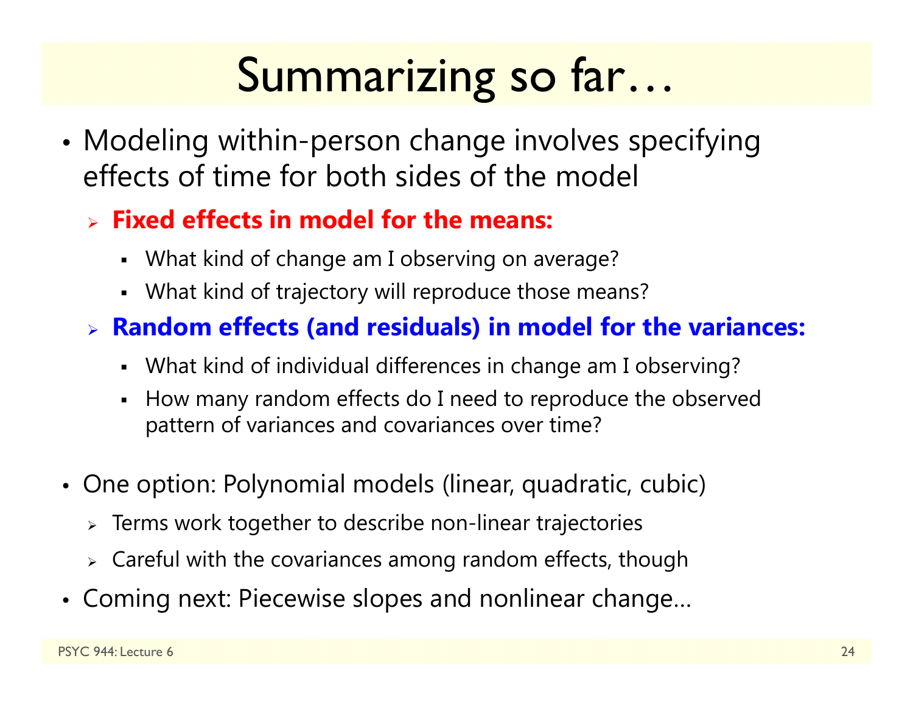# Summarizing so far…

- Modeling within-person change involves specifying effects of time for both sides of the model
  - **Fixed effects in model for the means:**
    - What kind of change am I observing on average?
    - What kind of trajectory will reproduce those means?
  - **Random effects (and residuals) in model for the variances:**
    - What kind of individual differences in change am I observing?
    - How many random effects do I need to reproduce the observed pattern of variances and covariances over time?
- One option: Polynomial models (linear, quadratic, cubic)
  - Terms work together to describe non-linear trajectories
  - Careful with the covariances among random effects, though
- Coming next: Piecewise slopes and nonlinear change…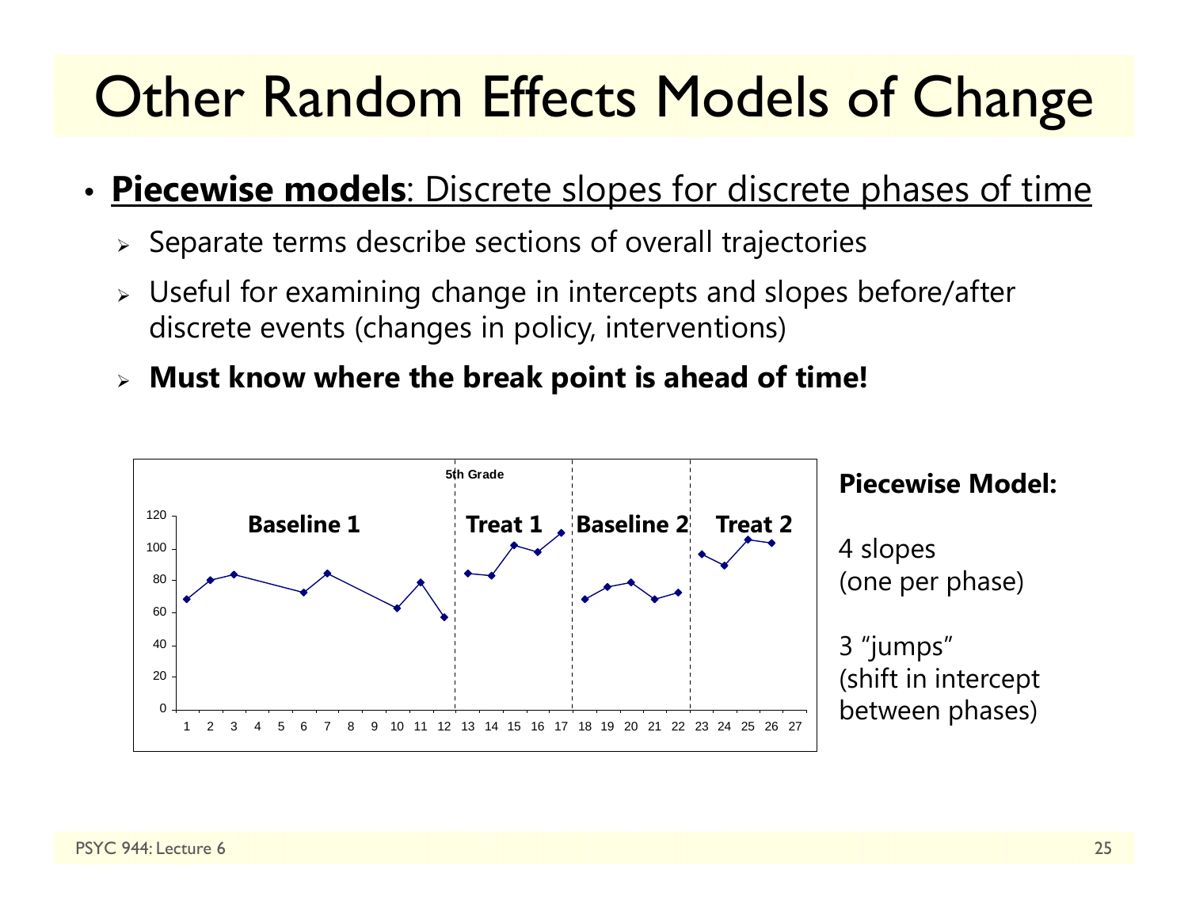# Other Random Effects Models of Change

- **Piecewise models**: Discrete slopes for discrete phases of time
  - Separate terms describe sections of overall trajectories
  - Useful for examining change in intercepts and slopes before/after discrete events (changes in policy, interventions)
  - **Must know where the break point is ahead of time!**

**Piecewise Model:**

4 slopes (one per phase)

3 "jumps" (shift in intercept between phases)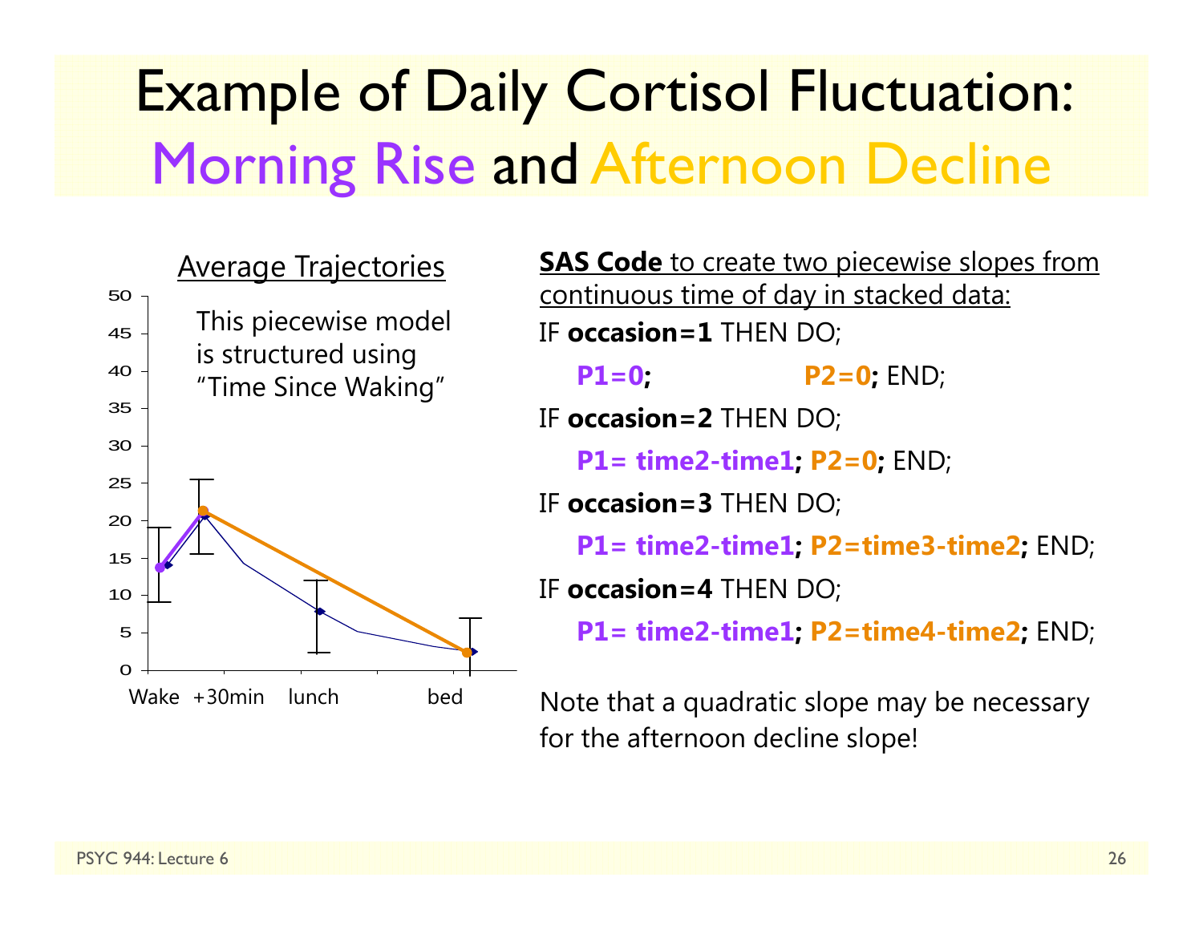# Example of Daily Cortisol Fluctuation: Morning Rise and Afternoon Decline

Average Trajectories

This piecewise model is structured using "Time Since Waking"

Wake +30min lunch bed

**SAS Code** to create two piecewise slopes from continuous time of day in stacked data:

```
IF occasion=1 THEN DO;
   P1=0;              P2=0; END;
IF occasion=2 THEN DO;
   P1= time2-time1; P2=0; END;
IF occasion=3 THEN DO;
   P1= time2-time1; P2=time3-time2; END;
IF occasion=4 THEN DO;
   P1= time2-time1; P2=time4-time2; END;
```

Note that a quadratic slope may be necessary for the afternoon decline slope!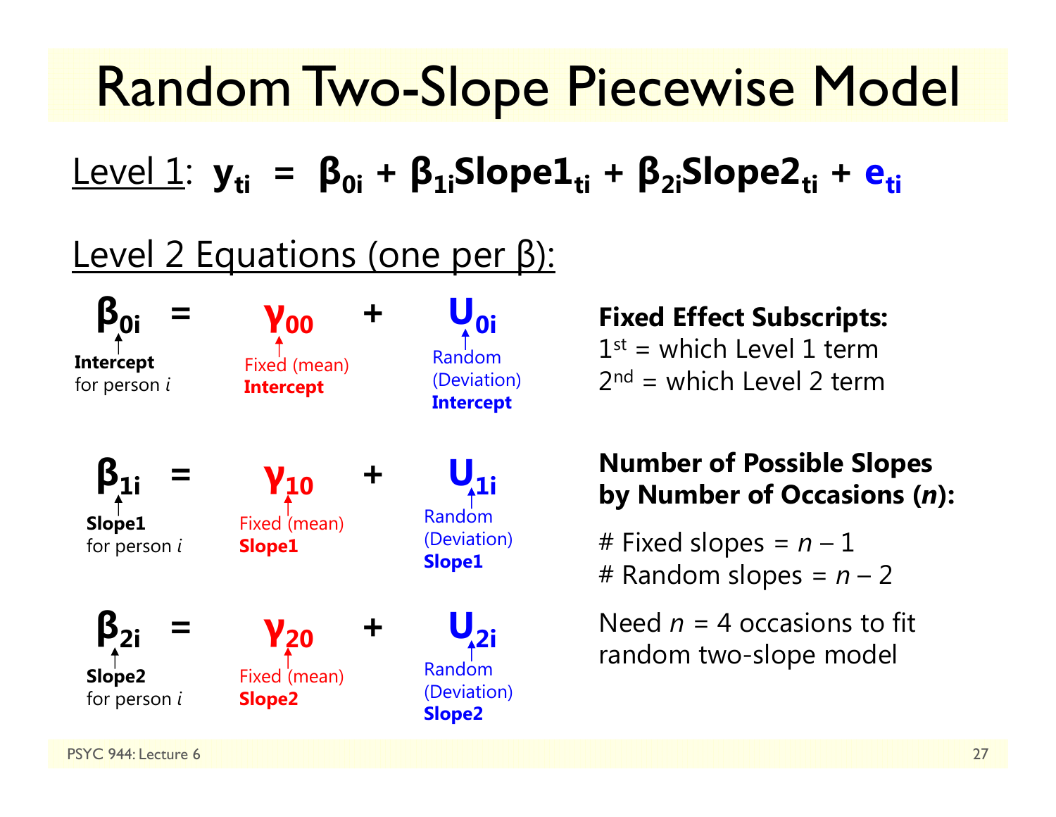# Random Two-Slope Piecewise Model

Level 1: $y_{ti} = \beta_{0i} + \beta_{1i}\text{Slope1}_{ti} + \beta_{2i}\text{Slope2}_{ti} + e_{ti}$

Level 2 Equations (one per β):

$\beta_{0i} = \gamma_{00} + U_{0i}$

- $\beta_{0i}$: **Intercept** for person *i*
- $\gamma_{00}$: Fixed (mean) **Intercept**
- $U_{0i}$: Random (Deviation) **Intercept**

$\beta_{1i} = \gamma_{10} + U_{1i}$

- $\beta_{1i}$: **Slope1** for person *i*
- $\gamma_{10}$: Fixed (mean) **Slope1**
- $U_{1i}$: Random (Deviation) **Slope1**

$\beta_{2i} = \gamma_{20} + U_{2i}$

- $\beta_{2i}$: **Slope2** for person *i*
- $\gamma_{20}$: Fixed (mean) **Slope2**
- $U_{2i}$: Random (Deviation) **Slope2**

**Fixed Effect Subscripts:**

1st = which Level 1 term
2nd = which Level 2 term

**Number of Possible Slopes by Number of Occasions (*n*):**

\# Fixed slopes = $n - 1$
\# Random slopes = $n - 2$

Need $n = 4$ occasions to fit random two-slope model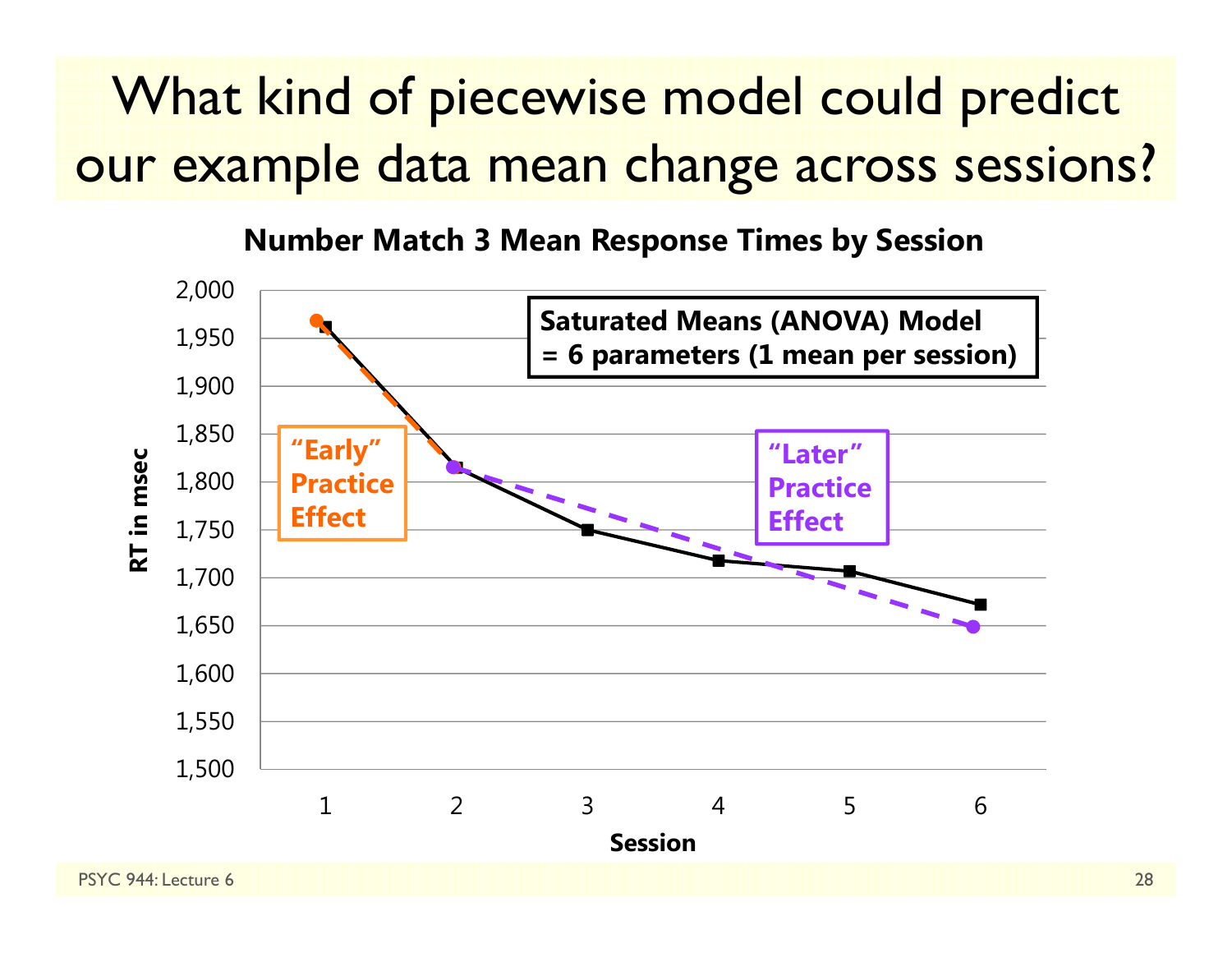# What kind of piecewise model could predict our example data mean change across sessions?

**Number Match 3 Mean Response Times by Session**

**Saturated Means (ANOVA) Model = 6 parameters (1 mean per session)**

"Early" Practice Effect

"Later" Practice Effect

RT in msec (1,500 – 2,000) by Session (1–6)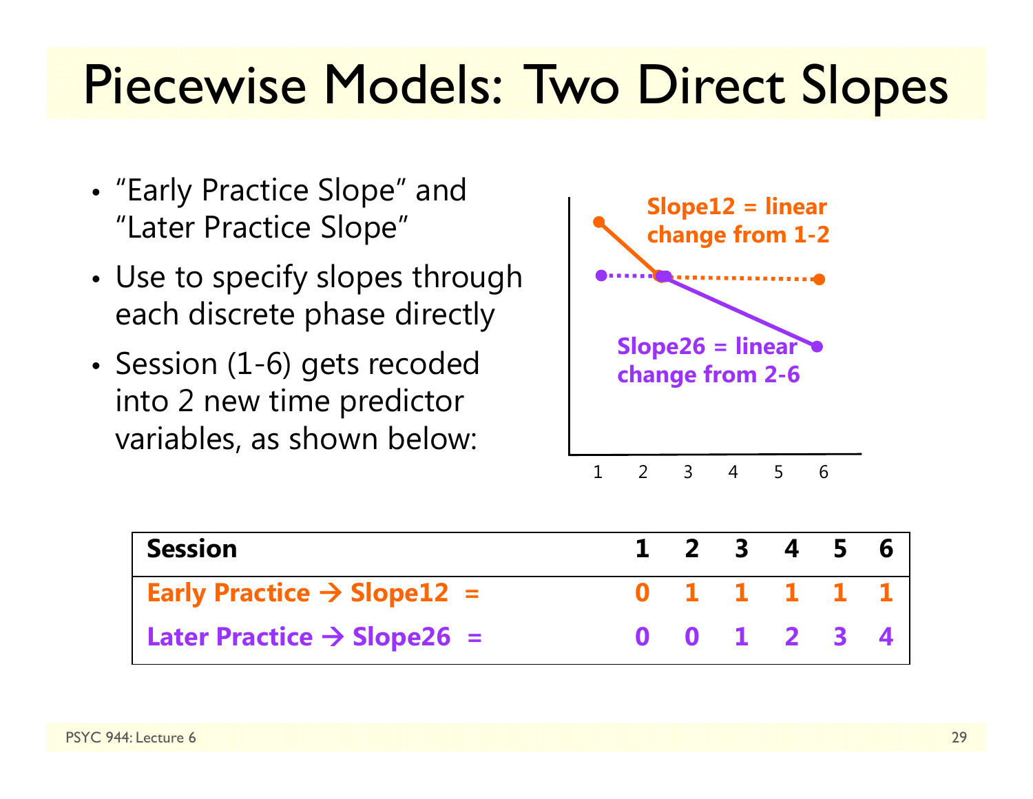# Piecewise Models: Two Direct Slopes

- "Early Practice Slope" and "Later Practice Slope"
- Use to specify slopes through each discrete phase directly
- Session (1-6) gets recoded into 2 new time predictor variables, as shown below:

Slope12 = linear change from 1-2

Slope26 = linear change from 2-6

| Session | 1 | 2 | 3 | 4 | 5 | 6 |
|---|---|---|---|---|---|---|
| Early Practice → Slope12 = | 0 | 1 | 1 | 1 | 1 | 1 |
| Later Practice → Slope26 = | 0 | 0 | 1 | 2 | 3 | 4 |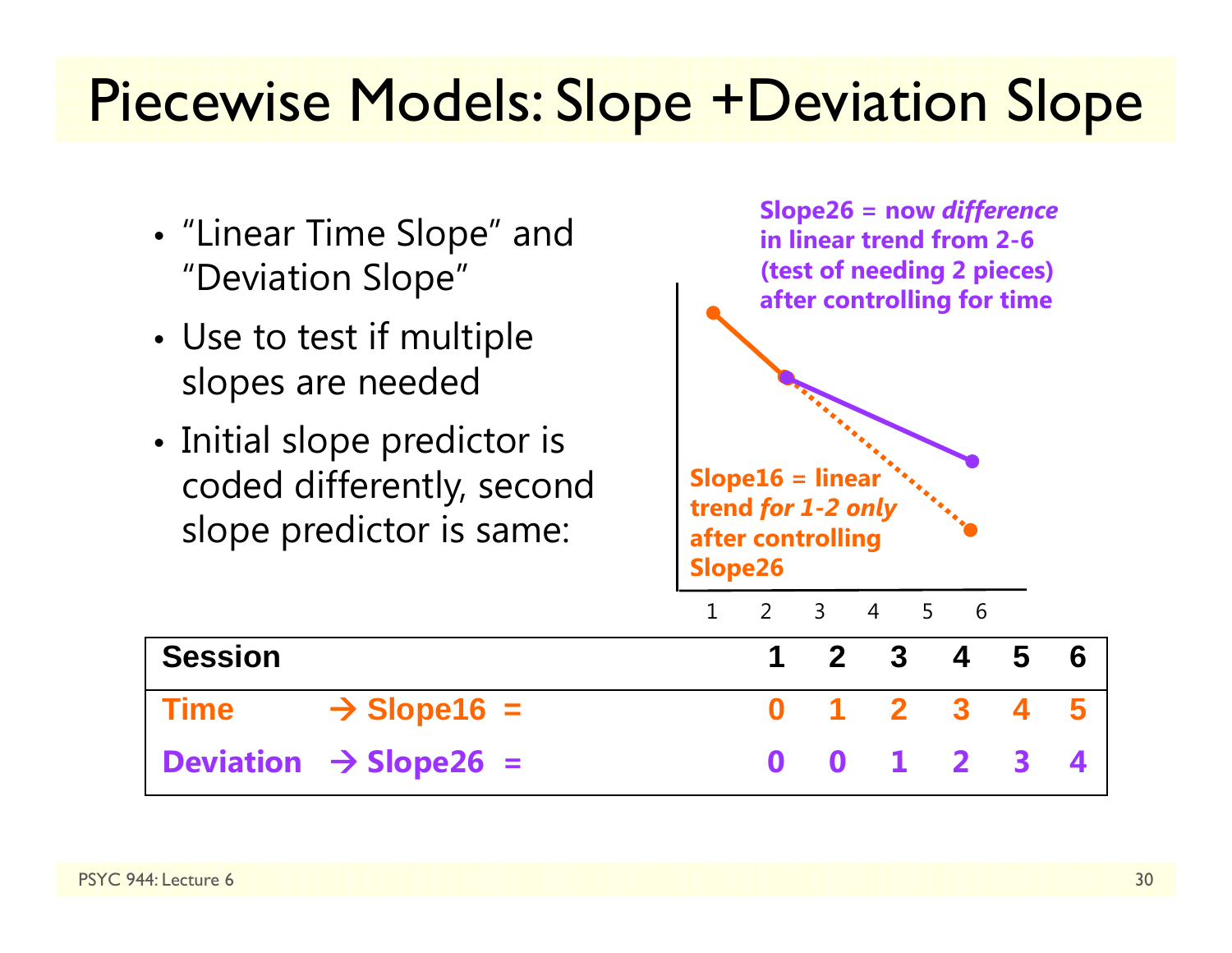# Piecewise Models: Slope +Deviation Slope

- "Linear Time Slope" and "Deviation Slope"
- Use to test if multiple slopes are needed
- Initial slope predictor is coded differently, second slope predictor is same:

**Slope26 = now *difference* in linear trend from 2-6 (test of needing 2 pieces) after controlling for time**

**Slope16 = linear trend *for 1-2 only* after controlling Slope26**

| Session | | 1 | 2 | 3 | 4 | 5 | 6 |
|---|---|---|---|---|---|---|---|
| Time | → Slope16 = | 0 | 1 | 2 | 3 | 4 | 5 |
| Deviation | → Slope26 = | 0 | 0 | 1 | 2 | 3 | 4 |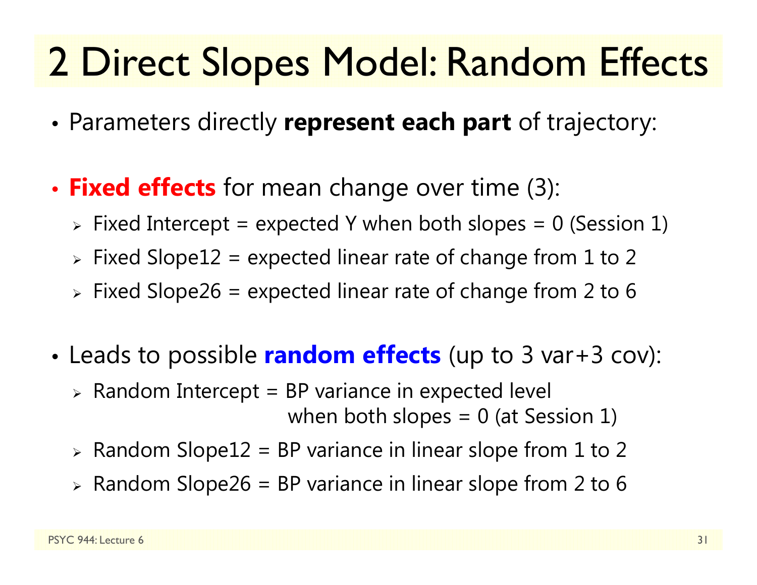# 2 Direct Slopes Model: Random Effects

- Parameters directly **represent each part** of trajectory:

- **Fixed effects** for mean change over time (3):
  - Fixed Intercept = expected Y when both slopes = 0 (Session 1)
  - Fixed Slope12 = expected linear rate of change from 1 to 2
  - Fixed Slope26 = expected linear rate of change from 2 to 6

- Leads to possible **random effects** (up to 3 var+3 cov):
  - Random Intercept = BP variance in expected level when both slopes = 0 (at Session 1)
  - Random Slope12 = BP variance in linear slope from 1 to 2
  - Random Slope26 = BP variance in linear slope from 2 to 6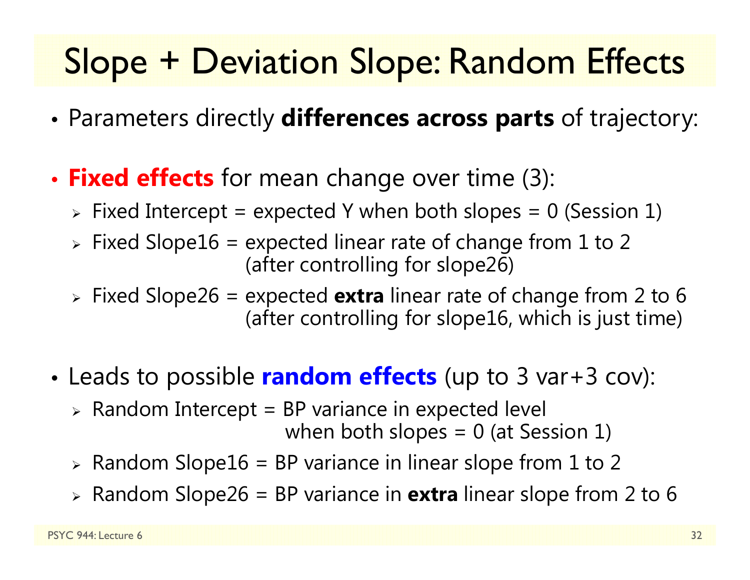# Slope + Deviation Slope: Random Effects

- Parameters directly **differences across parts** of trajectory:

- **Fixed effects** for mean change over time (3):
  - Fixed Intercept = expected Y when both slopes = 0 (Session 1)
  - Fixed Slope16 = expected linear rate of change from 1 to 2 (after controlling for slope26)
  - Fixed Slope26 = expected **extra** linear rate of change from 2 to 6 (after controlling for slope16, which is just time)

- Leads to possible **random effects** (up to 3 var+3 cov):
  - Random Intercept = BP variance in expected level when both slopes = 0 (at Session 1)
  - Random Slope16 = BP variance in linear slope from 1 to 2
  - Random Slope26 = BP variance in **extra** linear slope from 2 to 6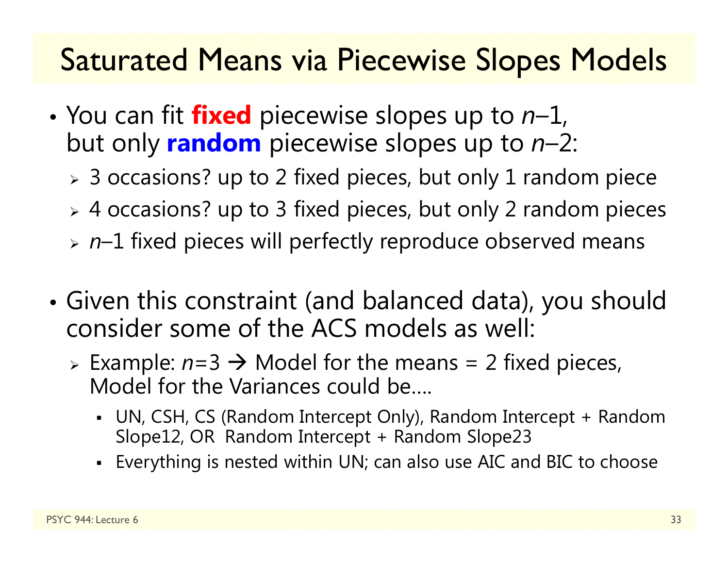# Saturated Means via Piecewise Slopes Models

- You can fit **fixed** piecewise slopes up to *n*–1, but only **random** piecewise slopes up to *n*–2:
  - 3 occasions? up to 2 fixed pieces, but only 1 random piece
  - 4 occasions? up to 3 fixed pieces, but only 2 random pieces
  - *n*–1 fixed pieces will perfectly reproduce observed means

- Given this constraint (and balanced data), you should consider some of the ACS models as well:
  - Example: *n*=3 → Model for the means = 2 fixed pieces, Model for the Variances could be….
    - UN, CSH, CS (Random Intercept Only), Random Intercept + Random Slope12, OR Random Intercept + Random Slope23
    - Everything is nested within UN; can also use AIC and BIC to choose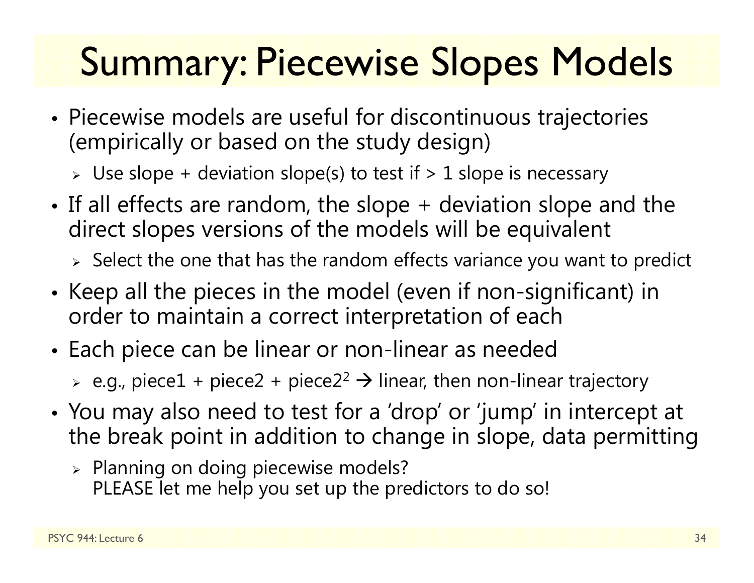# Summary: Piecewise Slopes Models

- Piecewise models are useful for discontinuous trajectories (empirically or based on the study design)
  - Use slope + deviation slope(s) to test if > 1 slope is necessary
- If all effects are random, the slope + deviation slope and the direct slopes versions of the models will be equivalent
  - Select the one that has the random effects variance you want to predict
- Keep all the pieces in the model (even if non-significant) in order to maintain a correct interpretation of each
- Each piece can be linear or non-linear as needed
  - e.g., piece1 + piece2 + piece2$^2$ → linear, then non-linear trajectory
- You may also need to test for a 'drop' or 'jump' in intercept at the break point in addition to change in slope, data permitting
  - Planning on doing piecewise models?  
    PLEASE let me help you set up the predictors to do so!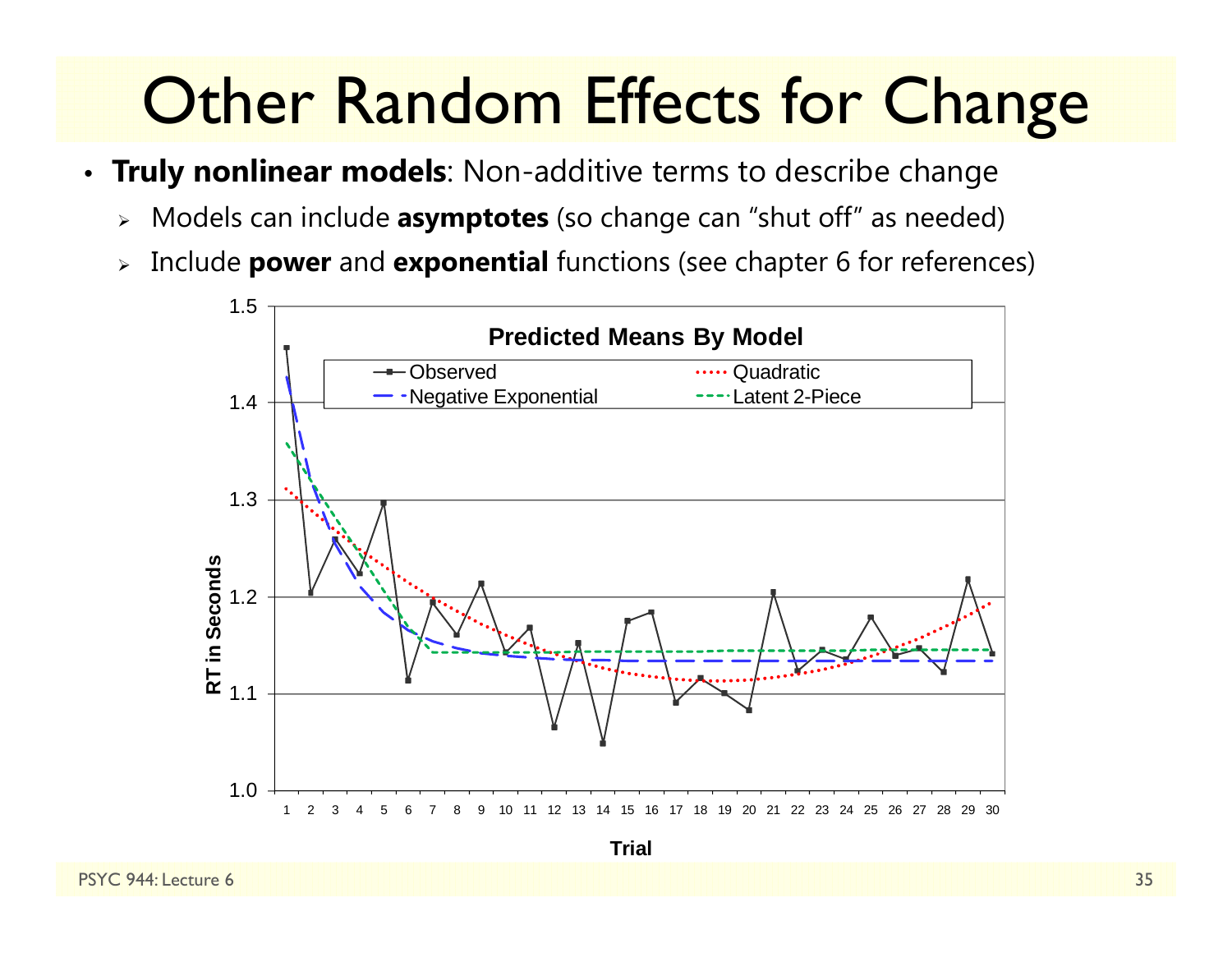# Other Random Effects for Change

- **Truly nonlinear models**: Non-additive terms to describe change
  - Models can include **asymptotes** (so change can "shut off" as needed)
  - Include **power** and **exponential** functions (see chapter 6 for references)

**Predicted Means By Model**

Legend: Observed; Quadratic; Negative Exponential; Latent 2-Piece

RT in Seconds

Trial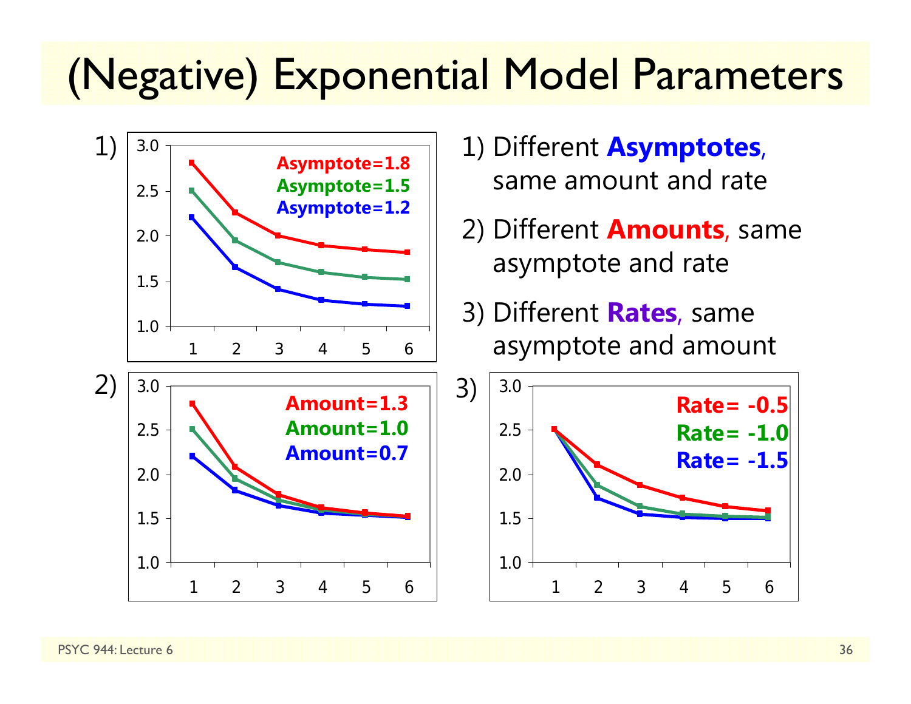# (Negative) Exponential Model Parameters

1) Different **Asymptotes**, same amount and rate

2) Different **Amounts**, same asymptote and rate

3) Different **Rates**, same asymptote and amount

1) Asymptote=1.8, Asymptote=1.5, Asymptote=1.2

2) Amount=1.3, Amount=1.0, Amount=0.7

3) Rate= -0.5, Rate= -1.0, Rate= -1.5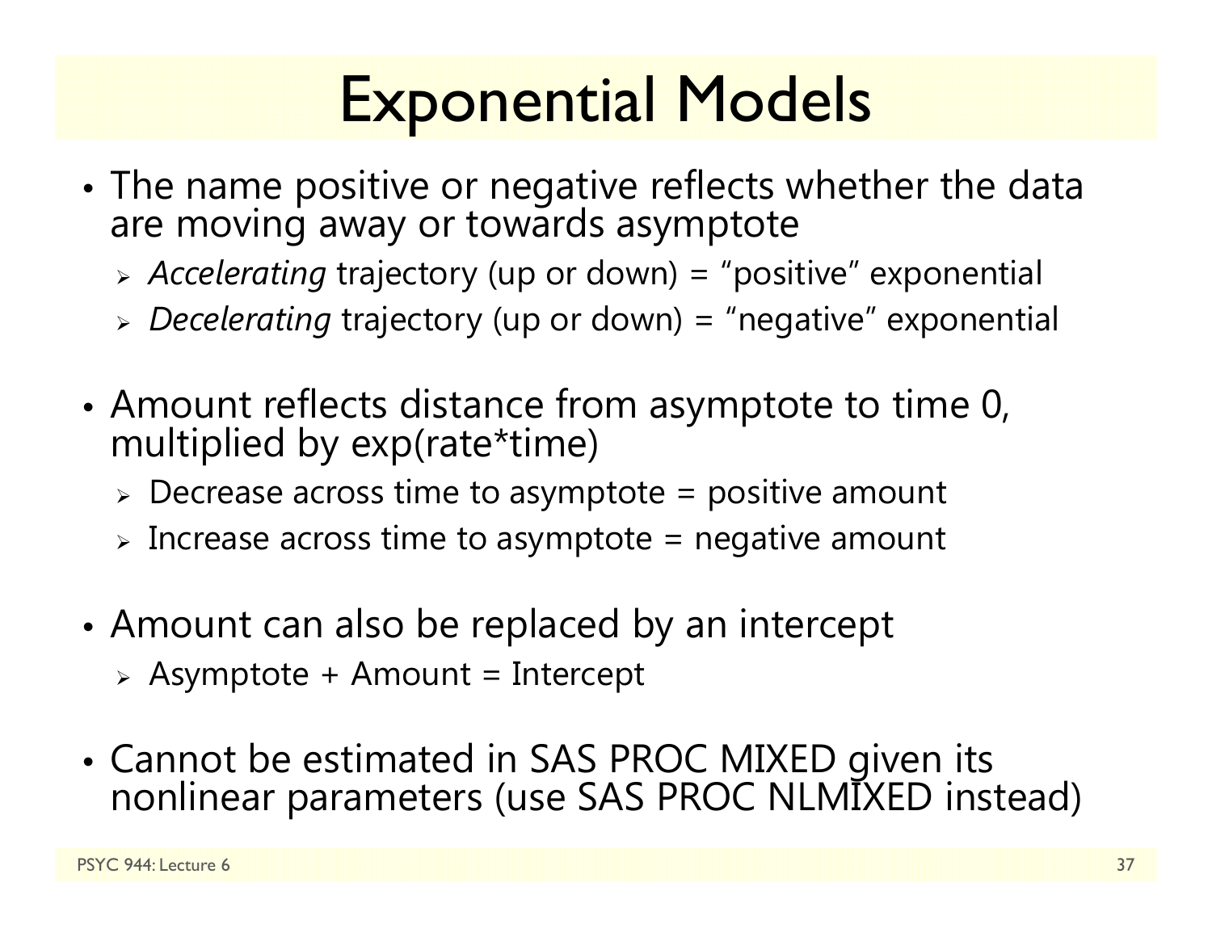# Exponential Models

- The name positive or negative reflects whether the data are moving away or towards asymptote
  - *Accelerating* trajectory (up or down) = "positive" exponential
  - *Decelerating* trajectory (up or down) = "negative" exponential
- Amount reflects distance from asymptote to time 0, multiplied by exp(rate*time)
  - Decrease across time to asymptote = positive amount
  - Increase across time to asymptote = negative amount
- Amount can also be replaced by an intercept
  - Asymptote + Amount = Intercept
- Cannot be estimated in SAS PROC MIXED given its nonlinear parameters (use SAS PROC NLMIXED instead)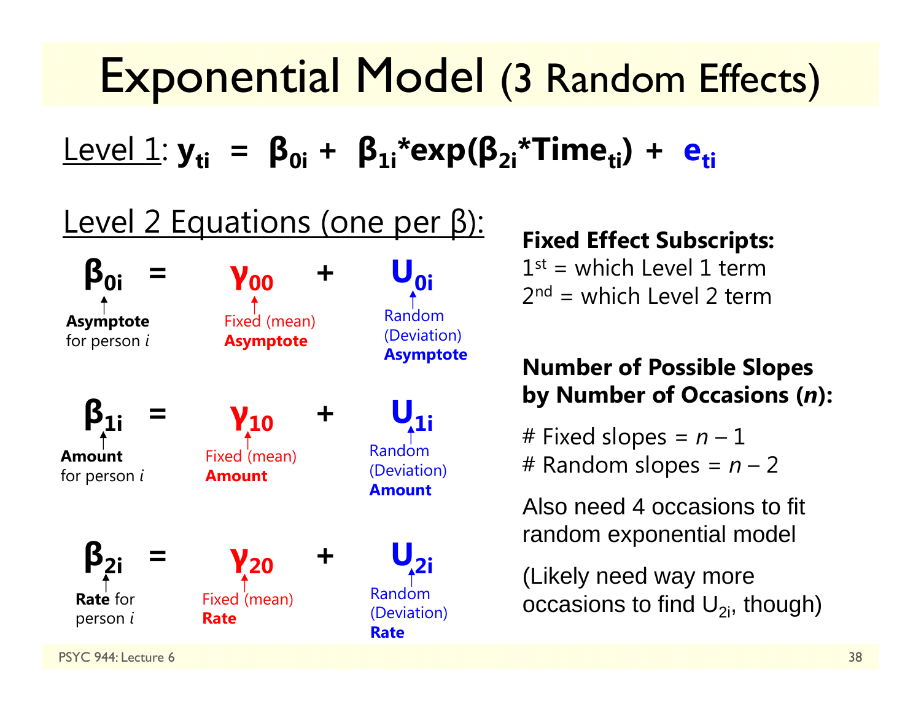# Exponential Model (3 Random Effects)

Level 1: $y_{ti} = \beta_{0i} + \beta_{1i} * \exp(\beta_{2i} * Time_{ti}) + e_{ti}$

Level 2 Equations (one per β):

$\beta_{0i} = \gamma_{00} + U_{0i}$

- $\beta_{0i}$: **Asymptote** for person *i*
- $\gamma_{00}$: Fixed (mean) **Asymptote**
- $U_{0i}$: Random (Deviation) **Asymptote**

$\beta_{1i} = \gamma_{10} + U_{1i}$

- $\beta_{1i}$: **Amount** for person *i*
- $\gamma_{10}$: Fixed (mean) **Amount**
- $U_{1i}$: Random (Deviation) **Amount**

$\beta_{2i} = \gamma_{20} + U_{2i}$

- $\beta_{2i}$: **Rate** for person *i*
- $\gamma_{20}$: Fixed (mean) **Rate**
- $U_{2i}$: Random (Deviation) **Rate**

**Fixed Effect Subscripts:**
1st = which Level 1 term
2nd = which Level 2 term

**Number of Possible Slopes by Number of Occasions (*n*):**

# Fixed slopes = $n - 1$
# Random slopes = $n - 2$

Also need 4 occasions to fit random exponential model

(Likely need way more occasions to find $U_{2i}$, though)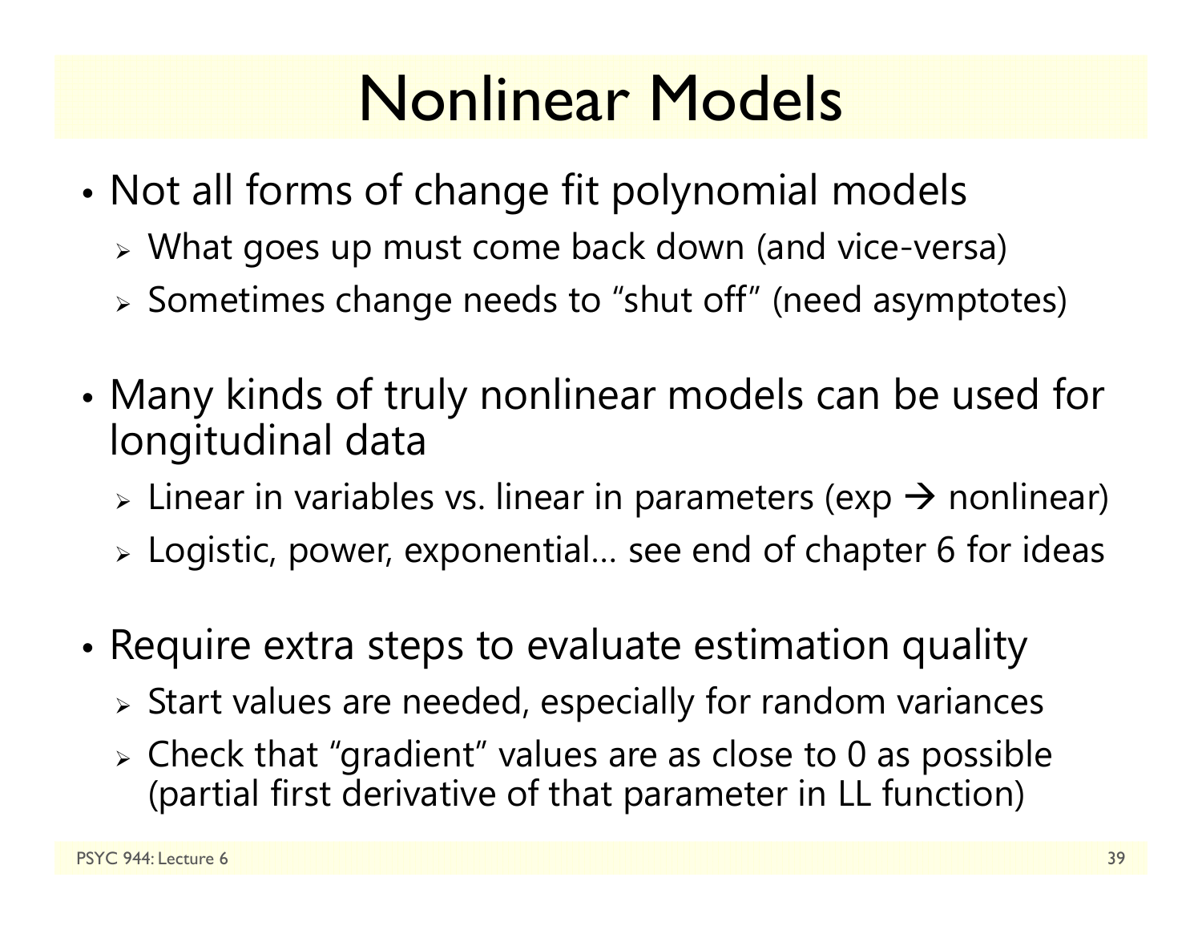# Nonlinear Models

- Not all forms of change fit polynomial models
  - What goes up must come back down (and vice-versa)
  - Sometimes change needs to "shut off" (need asymptotes)
- Many kinds of truly nonlinear models can be used for longitudinal data
  - Linear in variables vs. linear in parameters (exp → nonlinear)
  - Logistic, power, exponential… see end of chapter 6 for ideas
- Require extra steps to evaluate estimation quality
  - Start values are needed, especially for random variances
  - Check that "gradient" values are as close to 0 as possible (partial first derivative of that parameter in LL function)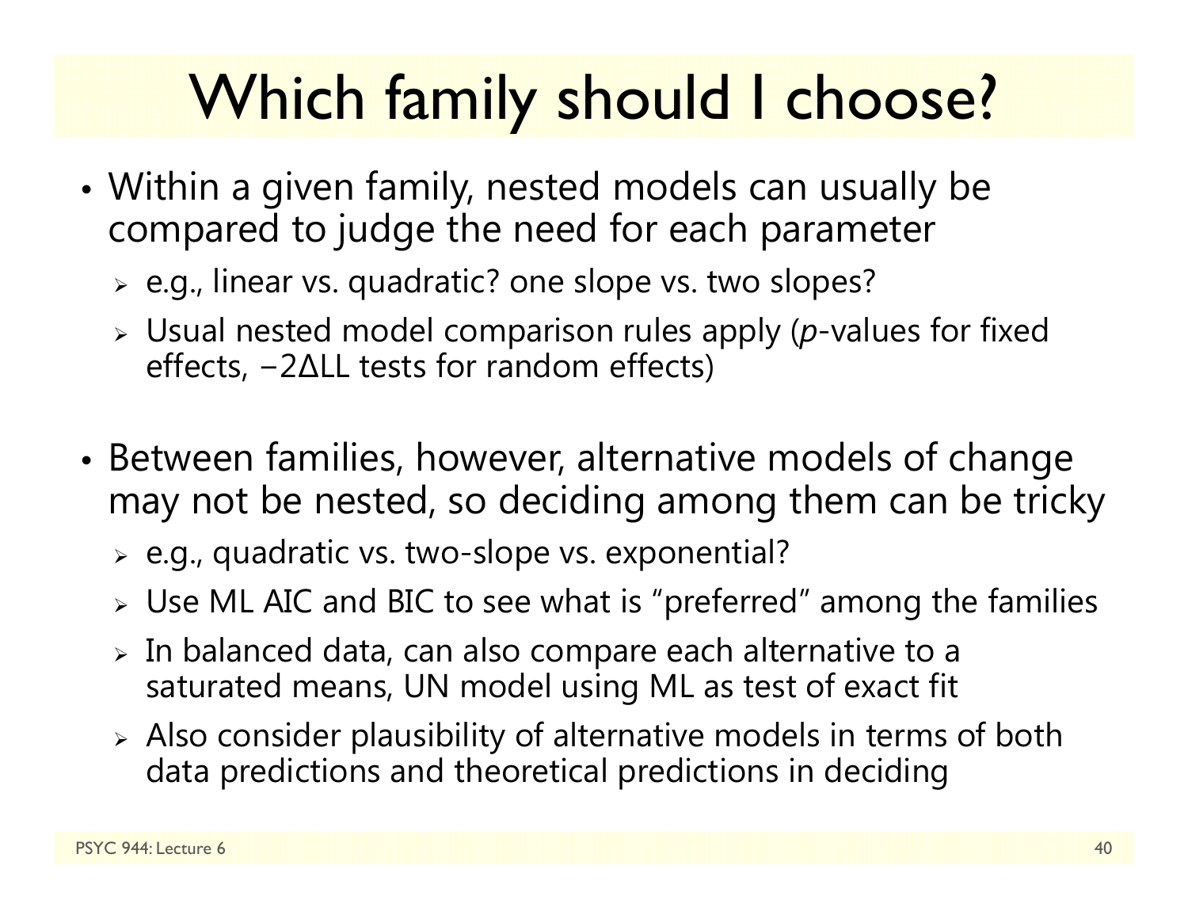# Which family should I choose?

- Within a given family, nested models can usually be compared to judge the need for each parameter
  - e.g., linear vs. quadratic? one slope vs. two slopes?
  - Usual nested model comparison rules apply (*p*-values for fixed effects, $-2\Delta LL$ tests for random effects)

- Between families, however, alternative models of change may not be nested, so deciding among them can be tricky
  - e.g., quadratic vs. two-slope vs. exponential?
  - Use ML AIC and BIC to see what is "preferred" among the families
  - In balanced data, can also compare each alternative to a saturated means, UN model using ML as test of exact fit
  - Also consider plausibility of alternative models in terms of both data predictions and theoretical predictions in deciding